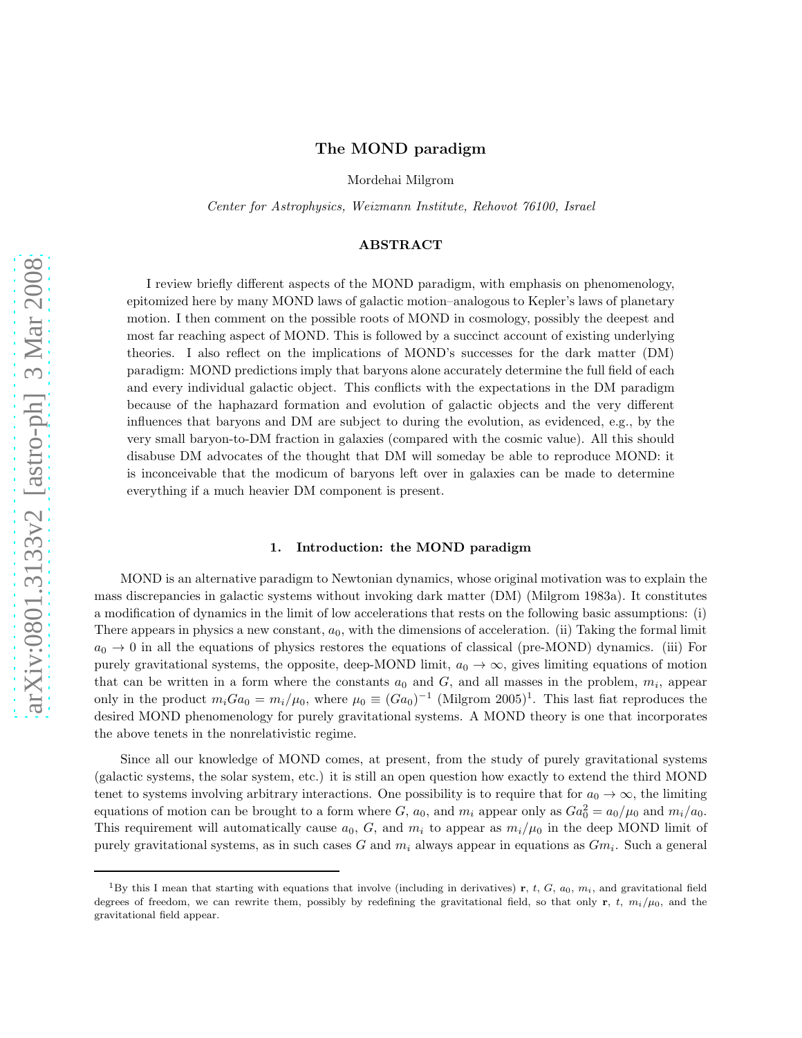# The MOND paradigm

Mordehai Milgrom

*Center for Astrophysics, Weizmann Institute, Rehovot 76100, Israel*

## ABSTRACT

I review briefly different aspects of the MOND paradigm, with emphasis on phenomenology, epitomized here by many MOND laws of galactic motion–analogous to Kepler's laws of planetary motion. I then comment on the possible roots of MOND in cosmology, possibly the deepest and most far reaching aspect of MOND. This is followed by a succinct account of existing underlying theories. I also reflect on the implications of MOND's successes for the dark matter (DM) paradigm: MOND predictions imply that baryons alone accurately determine the full field of each and every individual galactic object. This conflicts with the expectations in the DM paradigm because of the haphazard formation and evolution of galactic objects and the very different influences that baryons and DM are subject to during the evolution, as evidenced, e.g., by the very small baryon-to-DM fraction in galaxies (compared with the cosmic value). All this should disabuse DM advocates of the thought that DM will someday be able to reproduce MOND: it is inconceivable that the modicum of baryons left over in galaxies can be made to determine everything if a much heavier DM component is present.

## 1. Introduction: the MOND paradigm

MOND is an alternative paradigm to Newtonian dynamics, whose original motivation was to explain the mass discrepancies in galactic systems without invoking dark matter (DM) (Milgrom 1983a). It constitutes a modification of dynamics in the limit of low accelerations that rests on the following basic assumptions: (i) There appears in physics a new constant, $a_0$, with the dimensions of acceleration. (ii) Taking the formal limit $a_0 \to 0$ in all the equations of physics restores the equations of classical (pre-MOND) dynamics. (iii) For purely gravitational systems, the opposite, deep-MOND limit, $a_0 \to \infty$, gives limiting equations of motion that can be written in a form where the constants $a_0$ and $G$, and all masses in the problem, $m_i$, appear only in the product $m_i G a_0 = m_i/\mu_0$, where $\mu_0 \equiv (Ga_0)^{-1}$ (Milgrom 2005)[1]. This last fiat reproduces the desired MOND phenomenology for purely gravitational systems. A MOND theory is one that incorporates the above tenets in the nonrelativistic regime.

Since all our knowledge of MOND comes, at present, from the study of purely gravitational systems (galactic systems, the solar system, etc.) it is still an open question how exactly to extend the third MOND tenet to systems involving arbitrary interactions. One possibility is to require that for $a_0 \to \infty$, the limiting equations of motion can be brought to a form where $G$, $a_0$, and $m_i$ appear only as $Ga_0^2 = a_0/\mu_0$ and $m_i/a_0$. This requirement will automatically cause $a_0$, $G$, and $m_i$ to appear as $m_i/\mu_0$ in the deep MOND limit of purely gravitational systems, as in such cases $G$ and $m_i$ always appear in equations as $Gm_i$. Such a general

[1] By this I mean that starting with equations that involve (including in derivatives) $\mathbf{r}$, $t$, $G$, $a_0$, $m_i$, and gravitational field degrees of freedom, we can rewrite them, possibly by redefining the gravitational field, so that only $\mathbf{r}$, $t$, $m_i/\mu_0$, and the gravitational field appear.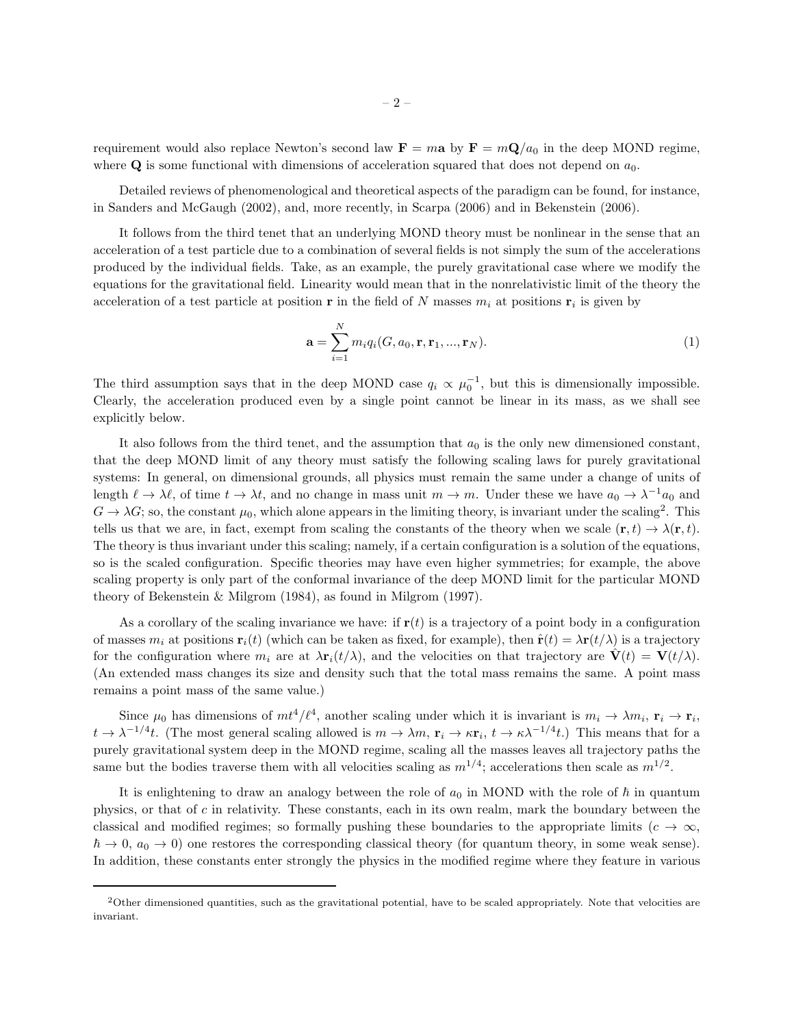requirement would also replace Newton's second law $\mathbf{F} = m\mathbf{a}$ by $\mathbf{F} = m\mathbf{Q}/a_0$ in the deep MOND regime, where $\mathbf{Q}$ is some functional with dimensions of acceleration squared that does not depend on $a_0$.

Detailed reviews of phenomenological and theoretical aspects of the paradigm can be found, for instance, in Sanders and McGaugh (2002), and, more recently, in Scarpa (2006) and in Bekenstein (2006).

It follows from the third tenet that an underlying MOND theory must be nonlinear in the sense that an acceleration of a test particle due to a combination of several fields is not simply the sum of the accelerations produced by the individual fields. Take, as an example, the purely gravitational case where we modify the equations for the gravitational field. Linearity would mean that in the nonrelativistic limit of the theory the acceleration of a test particle at position $\mathbf{r}$ in the field of $N$ masses $m_i$ at positions $\mathbf{r}_i$ is given by

$$\mathbf{a} = \sum_{i=1}^{N} m_i q_i(G, a_0, \mathbf{r}, \mathbf{r}_1, ..., \mathbf{r}_N). \tag{1}$$

The third assumption says that in the deep MOND case $q_i \propto \mu_0^{-1}$, but this is dimensionally impossible. Clearly, the acceleration produced even by a single point cannot be linear in its mass, as we shall see explicitly below.

It also follows from the third tenet, and the assumption that $a_0$ is the only new dimensioned constant, that the deep MOND limit of any theory must satisfy the following scaling laws for purely gravitational systems: In general, on dimensional grounds, all physics must remain the same under a change of units of length $\ell \to \lambda\ell$, of time $t \to \lambda t$, and no change in mass unit $m \to m$. Under these we have $a_0 \to \lambda^{-1}a_0$ and $G \to \lambda G$; so, the constant $\mu_0$, which alone appears in the limiting theory, is invariant under the scaling[2]. This tells us that we are, in fact, exempt from scaling the constants of the theory when we scale $(\mathbf{r}, t) \to \lambda(\mathbf{r}, t)$. The theory is thus invariant under this scaling; namely, if a certain configuration is a solution of the equations, so is the scaled configuration. Specific theories may have even higher symmetries; for example, the above scaling property is only part of the conformal invariance of the deep MOND limit for the particular MOND theory of Bekenstein & Milgrom (1984), as found in Milgrom (1997).

As a corollary of the scaling invariance we have: if $\mathbf{r}(t)$ is a trajectory of a point body in a configuration of masses $m_i$ at positions $\mathbf{r}_i(t)$ (which can be taken as fixed, for example), then $\hat{\mathbf{r}}(t) = \lambda\mathbf{r}(t/\lambda)$ is a trajectory for the configuration where $m_i$ are at $\lambda\mathbf{r}_i(t/\lambda)$, and the velocities on that trajectory are $\hat{\mathbf{V}}(t) = \mathbf{V}(t/\lambda)$. (An extended mass changes its size and density such that the total mass remains the same. A point mass remains a point mass of the same value.)

Since $\mu_0$ has dimensions of $mt^4/\ell^4$, another scaling under which it is invariant is $m_i \to \lambda m_i$, $\mathbf{r}_i \to \mathbf{r}_i$, $t \to \lambda^{-1/4}t$. (The most general scaling allowed is $m \to \lambda m$, $\mathbf{r}_i \to \kappa\mathbf{r}_i$, $t \to \kappa\lambda^{-1/4}t$.) This means that for a purely gravitational system deep in the MOND regime, scaling all the masses leaves all trajectory paths the same but the bodies traverse them with all velocities scaling as $m^{1/4}$; accelerations then scale as $m^{1/2}$.

It is enlightening to draw an analogy between the role of $a_0$ in MOND with the role of $\hbar$ in quantum physics, or that of $c$ in relativity. These constants, each in its own realm, mark the boundary between the classical and modified regimes; so formally pushing these boundaries to the appropriate limits ($c \to \infty$, $\hbar \to 0$, $a_0 \to 0$) one restores the corresponding classical theory (for quantum theory, in some weak sense). In addition, these constants enter strongly the physics in the modified regime where they feature in various

[2]Other dimensioned quantities, such as the gravitational potential, have to be scaled appropriately. Note that velocities are invariant.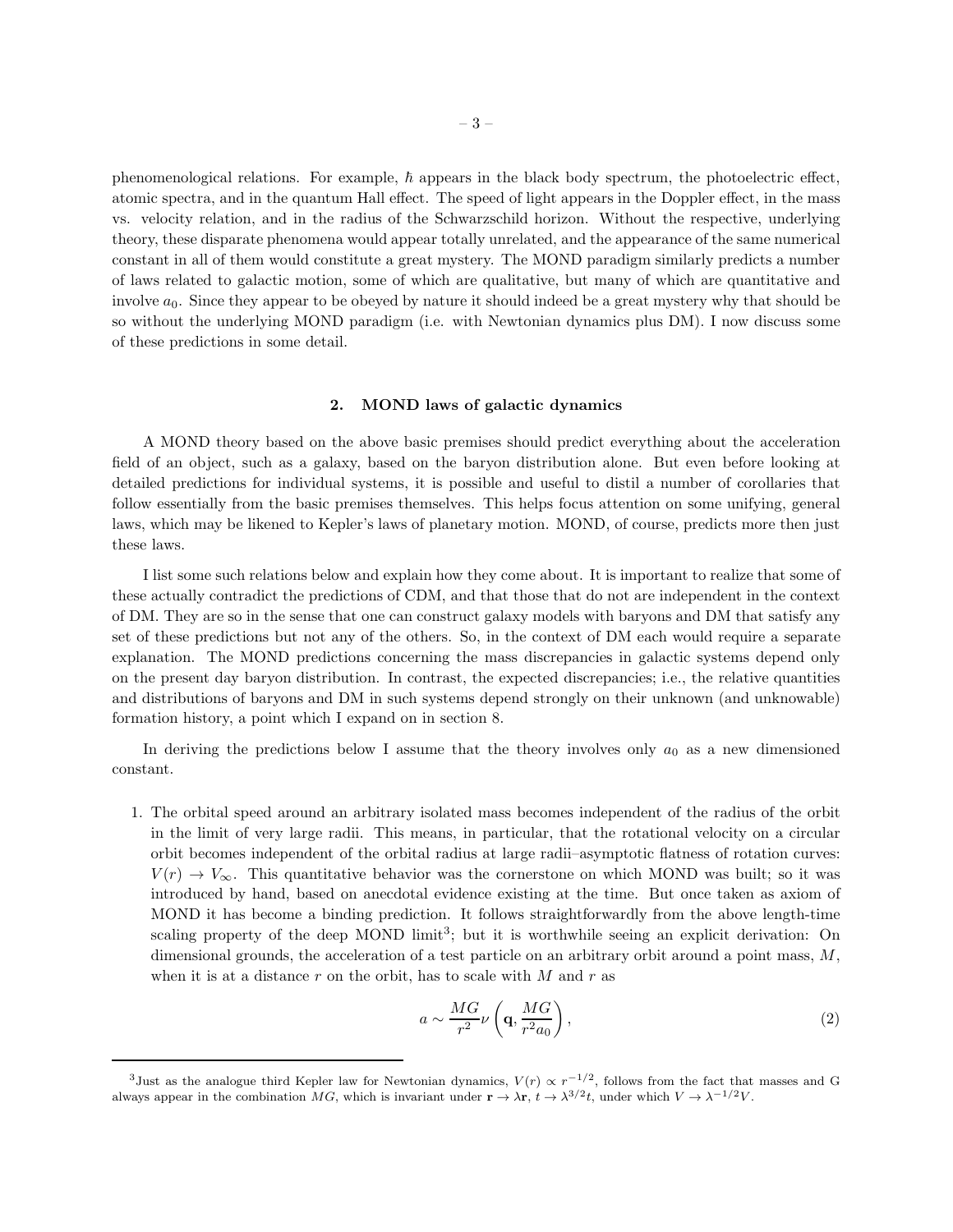phenomenological relations. For example, $\hbar$ appears in the black body spectrum, the photoelectric effect, atomic spectra, and in the quantum Hall effect. The speed of light appears in the Doppler effect, in the mass vs. velocity relation, and in the radius of the Schwarzschild horizon. Without the respective, underlying theory, these disparate phenomena would appear totally unrelated, and the appearance of the same numerical constant in all of them would constitute a great mystery. The MOND paradigm similarly predicts a number of laws related to galactic motion, some of which are qualitative, but many of which are quantitative and involve $a_0$. Since they appear to be obeyed by nature it should indeed be a great mystery why that should be so without the underlying MOND paradigm (i.e. with Newtonian dynamics plus DM). I now discuss some of these predictions in some detail.

## 2. MOND laws of galactic dynamics

A MOND theory based on the above basic premises should predict everything about the acceleration field of an object, such as a galaxy, based on the baryon distribution alone. But even before looking at detailed predictions for individual systems, it is possible and useful to distil a number of corollaries that follow essentially from the basic premises themselves. This helps focus attention on some unifying, general laws, which may be likened to Kepler's laws of planetary motion. MOND, of course, predicts more then just these laws.

I list some such relations below and explain how they come about. It is important to realize that some of these actually contradict the predictions of CDM, and that those that do not are independent in the context of DM. They are so in the sense that one can construct galaxy models with baryons and DM that satisfy any set of these predictions but not any of the others. So, in the context of DM each would require a separate explanation. The MOND predictions concerning the mass discrepancies in galactic systems depend only on the present day baryon distribution. In contrast, the expected discrepancies; i.e., the relative quantities and distributions of baryons and DM in such systems depend strongly on their unknown (and unknowable) formation history, a point which I expand on in section 8.

In deriving the predictions below I assume that the theory involves only $a_0$ as a new dimensioned constant.

1. The orbital speed around an arbitrary isolated mass becomes independent of the radius of the orbit in the limit of very large radii. This means, in particular, that the rotational velocity on a circular orbit becomes independent of the orbital radius at large radii–asymptotic flatness of rotation curves: $V(r) \rightarrow V_\infty$. This quantitative behavior was the cornerstone on which MOND was built; so it was introduced by hand, based on anecdotal evidence existing at the time. But once taken as axiom of MOND it has become a binding prediction. It follows straightforwardly from the above length-time scaling property of the deep MOND limit[3]; but it is worthwhile seeing an explicit derivation: On dimensional grounds, the acceleration of a test particle on an arbitrary orbit around a point mass, $M$, when it is at a distance $r$ on the orbit, has to scale with $M$ and $r$ as

$$a \sim \frac{MG}{r^2}\nu\left(\mathbf{q}, \frac{MG}{r^2 a_0}\right), \tag{2}$$

[3] Just as the analogue third Kepler law for Newtonian dynamics, $V(r) \propto r^{-1/2}$, follows from the fact that masses and G always appear in the combination $MG$, which is invariant under $\mathbf{r} \rightarrow \lambda\mathbf{r}$, $t \rightarrow \lambda^{3/2}t$, under which $V \rightarrow \lambda^{-1/2}V$.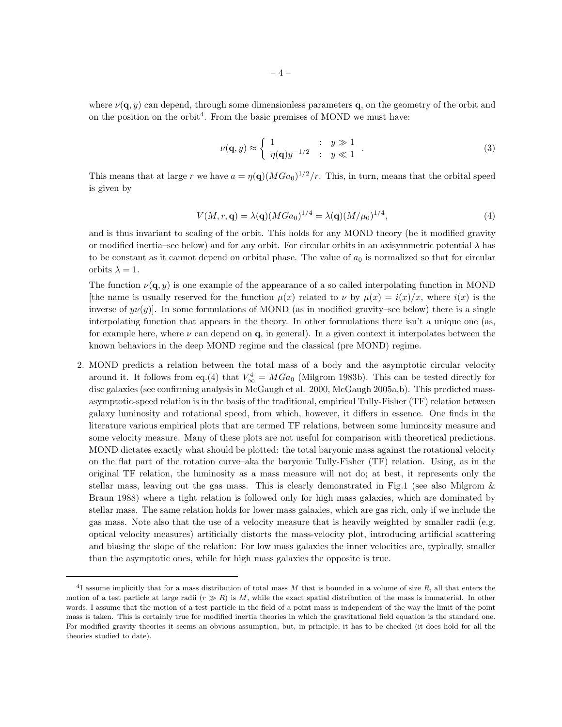where $\nu(\mathbf{q}, y)$ can depend, through some dimensionless parameters $\mathbf{q}$, on the geometry of the orbit and on the position on the orbit[4]. From the basic premises of MOND we must have:

$$\nu(\mathbf{q}, y) \approx \begin{cases} 1 & : \quad y \gg 1 \\ \eta(\mathbf{q}) y^{-1/2} & : \quad y \ll 1 \end{cases} . \tag{3}$$

This means that at large $r$ we have $a = \eta(\mathbf{q})(MGa_0)^{1/2}/r$. This, in turn, means that the orbital speed is given by

$$V(M, r, \mathbf{q}) = \lambda(\mathbf{q})(MGa_0)^{1/4} = \lambda(\mathbf{q})(M/\mu_0)^{1/4}, \tag{4}$$

and is thus invariant to scaling of the orbit. This holds for any MOND theory (be it modified gravity or modified inertia–see below) and for any orbit. For circular orbits in an axisymmetric potential $\lambda$ has to be constant as it cannot depend on orbital phase. The value of $a_0$ is normalized so that for circular orbits $\lambda = 1$.

The function $\nu(\mathbf{q}, y)$ is one example of the appearance of a so called interpolating function in MOND [the name is usually reserved for the function $\mu(x)$ related to $\nu$ by $\mu(x) = i(x)/x$, where $i(x)$ is the inverse of $y\nu(y)$]. In some formulations of MOND (as in modified gravity–see below) there is a single interpolating function that appears in the theory. In other formulations there isn't a unique one (as, for example here, where $\nu$ can depend on $\mathbf{q}$, in general). In a given context it interpolates between the known behaviors in the deep MOND regime and the classical (pre MOND) regime.

2. MOND predicts a relation between the total mass of a body and the asymptotic circular velocity around it. It follows from eq.(4) that $V_\infty^4 = MGa_0$ (Milgrom 1983b). This can be tested directly for disc galaxies (see confirming analysis in McGaugh et al. 2000, McGaugh 2005a,b). This predicted mass-asymptotic-speed relation is in the basis of the traditional, empirical Tully-Fisher (TF) relation between galaxy luminosity and rotational speed, from which, however, it differs in essence. One finds in the literature various empirical plots that are termed TF relations, between some luminosity measure and some velocity measure. Many of these plots are not useful for comparison with theoretical predictions. MOND dictates exactly what should be plotted: the total baryonic mass against the rotational velocity on the flat part of the rotation curve–aka the baryonic Tully-Fisher (TF) relation. Using, as in the original TF relation, the luminosity as a mass measure will not do; at best, it represents only the stellar mass, leaving out the gas mass. This is clearly demonstrated in Fig.1 (see also Milgrom & Braun 1988) where a tight relation is followed only for high mass galaxies, which are dominated by stellar mass. The same relation holds for lower mass galaxies, which are gas rich, only if we include the gas mass. Note also that the use of a velocity measure that is heavily weighted by smaller radii (e.g. optical velocity measures) artificially distorts the mass-velocity plot, introducing artificial scattering and biasing the slope of the relation: For low mass galaxies the inner velocities are, typically, smaller than the asymptotic ones, while for high mass galaxies the opposite is true.

---

[4] I assume implicitly that for a mass distribution of total mass $M$ that is bounded in a volume of size $R$, all that enters the motion of a test particle at large radii ($r \gg R$) is $M$, while the exact spatial distribution of the mass is immaterial. In other words, I assume that the motion of a test particle in the field of a point mass is independent of the way the limit of the point mass is taken. This is certainly true for modified inertia theories in which the gravitational field equation is the standard one. For modified gravity theories it seems an obvious assumption, but, in principle, it has to be checked (it does hold for all the theories studied to date).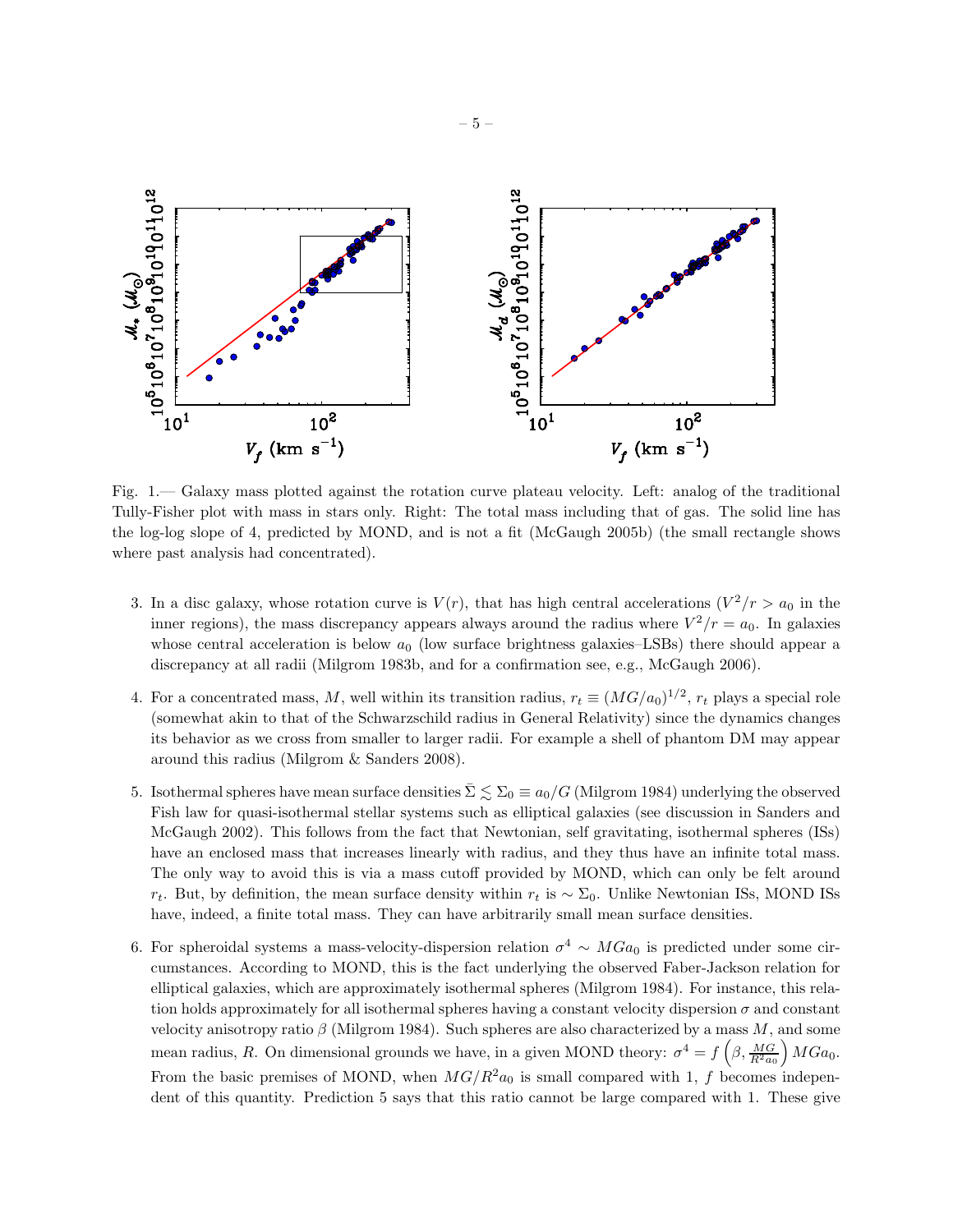Fig. 1.— Galaxy mass plotted against the rotation curve plateau velocity. Left: analog of the traditional Tully-Fisher plot with mass in stars only. Right: The total mass including that of gas. The solid line has the log-log slope of 4, predicted by MOND, and is not a fit (McGaugh 2005b) (the small rectangle shows where past analysis had concentrated).

3. In a disc galaxy, whose rotation curve is $V(r)$, that has high central accelerations ($V^2/r > a_0$ in the inner regions), the mass discrepancy appears always around the radius where $V^2/r = a_0$. In galaxies whose central acceleration is below $a_0$ (low surface brightness galaxies–LSBs) there should appear a discrepancy at all radii (Milgrom 1983b, and for a confirmation see, e.g., McGaugh 2006).

4. For a concentrated mass, $M$, well within its transition radius, $r_t \equiv (MG/a_0)^{1/2}$, $r_t$ plays a special role (somewhat akin to that of the Schwarzschild radius in General Relativity) since the dynamics changes its behavior as we cross from smaller to larger radii. For example a shell of phantom DM may appear around this radius (Milgrom & Sanders 2008).

5. Isothermal spheres have mean surface densities $\bar{\Sigma} \lesssim \Sigma_0 \equiv a_0/G$ (Milgrom 1984) underlying the observed Fish law for quasi-isothermal stellar systems such as elliptical galaxies (see discussion in Sanders and McGaugh 2002). This follows from the fact that Newtonian, self gravitating, isothermal spheres (ISs) have an enclosed mass that increases linearly with radius, and they thus have an infinite total mass. The only way to avoid this is via a mass cutoff provided by MOND, which can only be felt around $r_t$. But, by definition, the mean surface density within $r_t$ is $\sim \Sigma_0$. Unlike Newtonian ISs, MOND ISs have, indeed, a finite total mass. They can have arbitrarily small mean surface densities.

6. For spheroidal systems a mass-velocity-dispersion relation $\sigma^4 \sim MGa_0$ is predicted under some circumstances. According to MOND, this is the fact underlying the observed Faber-Jackson relation for elliptical galaxies, which are approximately isothermal spheres (Milgrom 1984). For instance, this relation holds approximately for all isothermal spheres having a constant velocity dispersion $\sigma$ and constant velocity anisotropy ratio $\beta$ (Milgrom 1984). Such spheres are also characterized by a mass $M$, and some mean radius, $R$. On dimensional grounds we have, in a given MOND theory: $\sigma^4 = f\left(\beta, \frac{MG}{R^2 a_0}\right) MGa_0$. From the basic premises of MOND, when $MG/R^2a_0$ is small compared with 1, $f$ becomes independent of this quantity. Prediction 5 says that this ratio cannot be large compared with 1. These give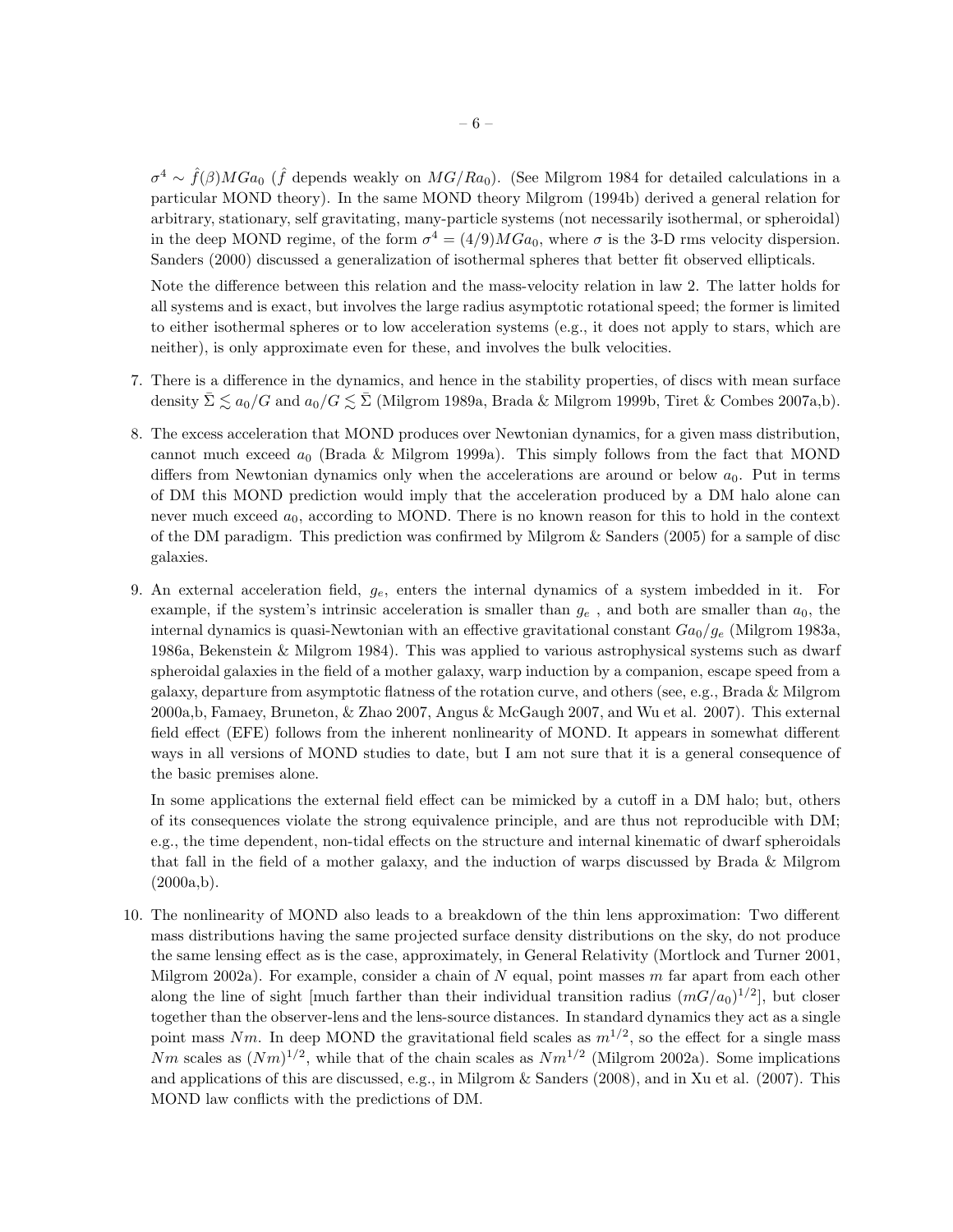$\sigma^4 \sim \hat{f}(\beta)MGa_0$ ($\hat{f}$ depends weakly on $MG/Ra_0$). (See Milgrom 1984 for detailed calculations in a particular MOND theory). In the same MOND theory Milgrom (1994b) derived a general relation for arbitrary, stationary, self gravitating, many-particle systems (not necessarily isothermal, or spheroidal) in the deep MOND regime, of the form $\sigma^4 = (4/9)MGa_0$, where $\sigma$ is the 3-D rms velocity dispersion. Sanders (2000) discussed a generalization of isothermal spheres that better fit observed ellipticals.

Note the difference between this relation and the mass-velocity relation in law 2. The latter holds for all systems and is exact, but involves the large radius asymptotic rotational speed; the former is limited to either isothermal spheres or to low acceleration systems (e.g., it does not apply to stars, which are neither), is only approximate even for these, and involves the bulk velocities.

7. There is a difference in the dynamics, and hence in the stability properties, of discs with mean surface density $\bar{\Sigma} \lesssim a_0/G$ and $a_0/G \lesssim \bar{\Sigma}$ (Milgrom 1989a, Brada & Milgrom 1999b, Tiret & Combes 2007a,b).

8. The excess acceleration that MOND produces over Newtonian dynamics, for a given mass distribution, cannot much exceed $a_0$ (Brada & Milgrom 1999a). This simply follows from the fact that MOND differs from Newtonian dynamics only when the accelerations are around or below $a_0$. Put in terms of DM this MOND prediction would imply that the acceleration produced by a DM halo alone can never much exceed $a_0$, according to MOND. There is no known reason for this to hold in the context of the DM paradigm. This prediction was confirmed by Milgrom & Sanders (2005) for a sample of disc galaxies.

9. An external acceleration field, $g_e$, enters the internal dynamics of a system imbedded in it. For example, if the system's intrinsic acceleration is smaller than $g_e$ , and both are smaller than $a_0$, the internal dynamics is quasi-Newtonian with an effective gravitational constant $Ga_0/g_e$ (Milgrom 1983a, 1986a, Bekenstein & Milgrom 1984). This was applied to various astrophysical systems such as dwarf spheroidal galaxies in the field of a mother galaxy, warp induction by a companion, escape speed from a galaxy, departure from asymptotic flatness of the rotation curve, and others (see, e.g., Brada & Milgrom 2000a,b, Famaey, Bruneton, & Zhao 2007, Angus & McGaugh 2007, and Wu et al. 2007). This external field effect (EFE) follows from the inherent nonlinearity of MOND. It appears in somewhat different ways in all versions of MOND studies to date, but I am not sure that it is a general consequence of the basic premises alone.

   In some applications the external field effect can be mimicked by a cutoff in a DM halo; but, others of its consequences violate the strong equivalence principle, and are thus not reproducible with DM; e.g., the time dependent, non-tidal effects on the structure and internal kinematic of dwarf spheroidals that fall in the field of a mother galaxy, and the induction of warps discussed by Brada & Milgrom (2000a,b).

10. The nonlinearity of MOND also leads to a breakdown of the thin lens approximation: Two different mass distributions having the same projected surface density distributions on the sky, do not produce the same lensing effect as is the case, approximately, in General Relativity (Mortlock and Turner 2001, Milgrom 2002a). For example, consider a chain of $N$ equal, point masses $m$ far apart from each other along the line of sight [much farther than their individual transition radius $(mG/a_0)^{1/2}$], but closer together than the observer-lens and the lens-source distances. In standard dynamics they act as a single point mass $Nm$. In deep MOND the gravitational field scales as $m^{1/2}$, so the effect for a single mass $Nm$ scales as $(Nm)^{1/2}$, while that of the chain scales as $Nm^{1/2}$ (Milgrom 2002a). Some implications and applications of this are discussed, e.g., in Milgrom & Sanders (2008), and in Xu et al. (2007). This MOND law conflicts with the predictions of DM.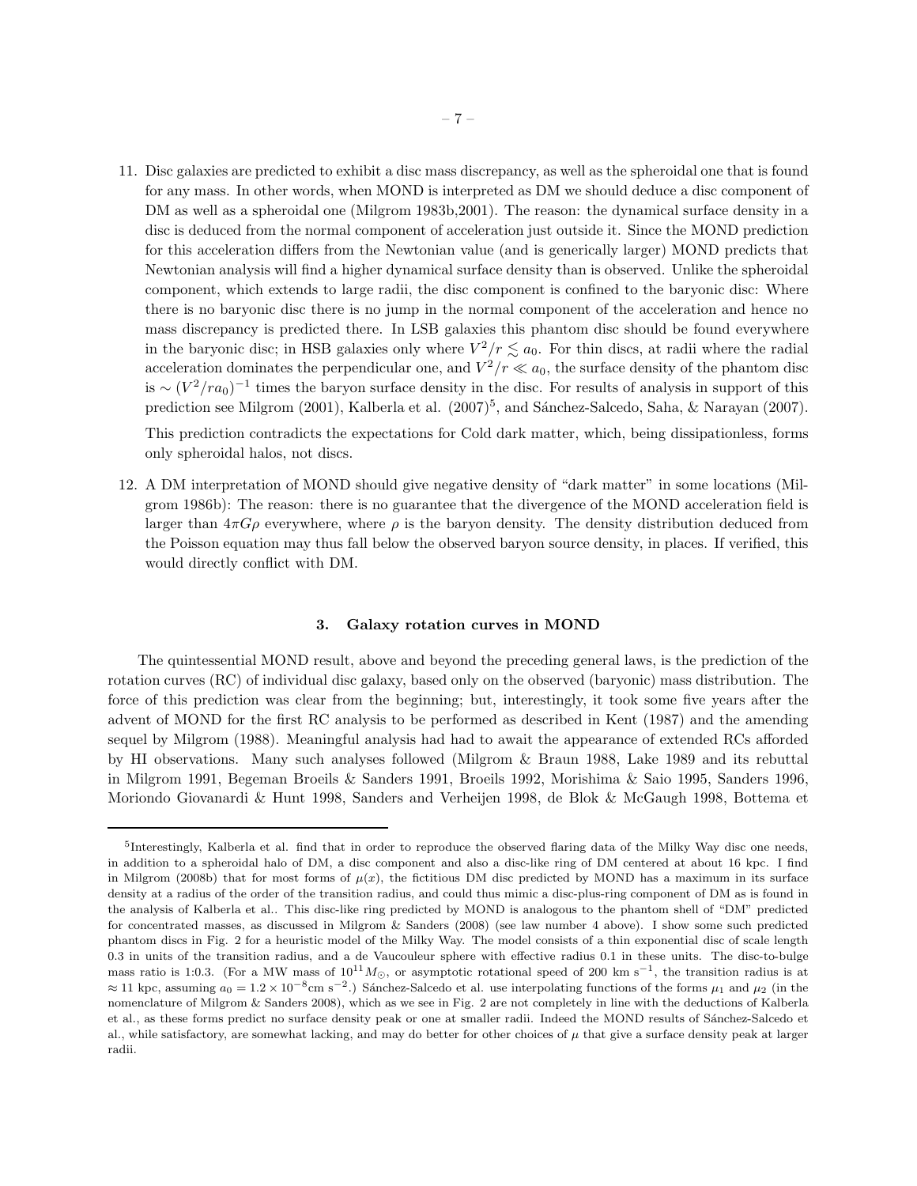11. Disc galaxies are predicted to exhibit a disc mass discrepancy, as well as the spheroidal one that is found for any mass. In other words, when MOND is interpreted as DM we should deduce a disc component of DM as well as a spheroidal one (Milgrom 1983b,2001). The reason: the dynamical surface density in a disc is deduced from the normal component of acceleration just outside it. Since the MOND prediction for this acceleration differs from the Newtonian value (and is generically larger) MOND predicts that Newtonian analysis will find a higher dynamical surface density than is observed. Unlike the spheroidal component, which extends to large radii, the disc component is confined to the baryonic disc: Where there is no baryonic disc there is no jump in the normal component of the acceleration and hence no mass discrepancy is predicted there. In LSB galaxies this phantom disc should be found everywhere in the baryonic disc; in HSB galaxies only where $V^2/r \lesssim a_0$. For thin discs, at radii where the radial acceleration dominates the perpendicular one, and $V^2/r \ll a_0$, the surface density of the phantom disc is $\sim (V^2/ra_0)^{-1}$ times the baryon surface density in the disc. For results of analysis in support of this prediction see Milgrom (2001), Kalberla et al. (2007)[5], and Sánchez-Salcedo, Saha, & Narayan (2007).

    This prediction contradicts the expectations for Cold dark matter, which, being dissipationless, forms only spheroidal halos, not discs.

12. A DM interpretation of MOND should give negative density of "dark matter" in some locations (Milgrom 1986b): The reason: there is no guarantee that the divergence of the MOND acceleration field is larger than $4\pi G\rho$ everywhere, where $\rho$ is the baryon density. The density distribution deduced from the Poisson equation may thus fall below the observed baryon source density, in places. If verified, this would directly conflict with DM.

## 3. Galaxy rotation curves in MOND

The quintessential MOND result, above and beyond the preceding general laws, is the prediction of the rotation curves (RC) of individual disc galaxy, based only on the observed (baryonic) mass distribution. The force of this prediction was clear from the beginning; but, interestingly, it took some five years after the advent of MOND for the first RC analysis to be performed as described in Kent (1987) and the amending sequel by Milgrom (1988). Meaningful analysis had had to await the appearance of extended RCs afforded by HI observations. Many such analyses followed (Milgrom & Braun 1988, Lake 1989 and its rebuttal in Milgrom 1991, Begeman Broeils & Sanders 1991, Broeils 1992, Morishima & Saio 1995, Sanders 1996, Moriondo Giovanardi & Hunt 1998, Sanders and Verheijen 1998, de Blok & McGaugh 1998, Bottema et

---

[5] Interestingly, Kalberla et al. find that in order to reproduce the observed flaring data of the Milky Way disc one needs, in addition to a spheroidal halo of DM, a disc component and also a disc-like ring of DM centered at about 16 kpc. I find in Milgrom (2008b) that for most forms of $\mu(x)$, the fictitious DM disc predicted by MOND has a maximum in its surface density at a radius of the order of the transition radius, and could thus mimic a disc-plus-ring component of DM as is found in the analysis of Kalberla et al.. This disc-like ring predicted by MOND is analogous to the phantom shell of "DM" predicted for concentrated masses, as discussed in Milgrom & Sanders (2008) (see law number 4 above). I show some such predicted phantom discs in Fig. 2 for a heuristic model of the Milky Way. The model consists of a thin exponential disc of scale length 0.3 in units of the transition radius, and a de Vaucouleur sphere with effective radius 0.1 in these units. The disc-to-bulge mass ratio is 1:0.3. (For a MW mass of $10^{11}M_\odot$, or asymptotic rotational speed of 200 km s$^{-1}$, the transition radius is at $\approx 11$ kpc, assuming $a_0 = 1.2\times10^{-8}$cm s$^{-2}$.) Sánchez-Salcedo et al. use interpolating functions of the forms $\mu_1$ and $\mu_2$ (in the nomenclature of Milgrom & Sanders 2008), which as we see in Fig. 2 are not completely in line with the deductions of Kalberla et al., as these forms predict no surface density peak or one at smaller radii. Indeed the MOND results of Sánchez-Salcedo et al., while satisfactory, are somewhat lacking, and may do better for other choices of $\mu$ that give a surface density peak at larger radii.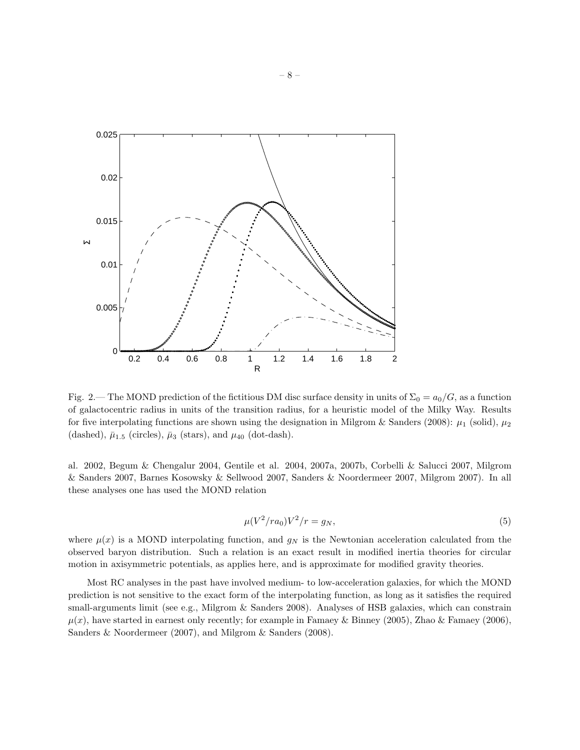Fig. 2.— The MOND prediction of the fictitious DM disc surface density in units of $\Sigma_0 = a_0/G$, as a function of galactocentric radius in units of the transition radius, for a heuristic model of the Milky Way. Results for five interpolating functions are shown using the designation in Milgrom & Sanders (2008): $\mu_1$ (solid), $\mu_2$ (dashed), $\bar{\mu}_{1.5}$ (circles), $\bar{\mu}_3$ (stars), and $\mu_{40}$ (dot-dash).

al. 2002, Begum & Chengalur 2004, Gentile et al. 2004, 2007a, 2007b, Corbelli & Salucci 2007, Milgrom & Sanders 2007, Barnes Kosowsky & Sellwood 2007, Sanders & Noordermeer 2007, Milgrom 2007). In all these analyses one has used the MOND relation

$$\mu(V^2/ra_0)V^2/r = g_N, \tag{5}$$

where $\mu(x)$ is a MOND interpolating function, and $g_N$ is the Newtonian acceleration calculated from the observed baryon distribution. Such a relation is an exact result in modified inertia theories for circular motion in axisymmetric potentials, as applies here, and is approximate for modified gravity theories.

Most RC analyses in the past have involved medium- to low-acceleration galaxies, for which the MOND prediction is not sensitive to the exact form of the interpolating function, as long as it satisfies the required small-arguments limit (see e.g., Milgrom & Sanders 2008). Analyses of HSB galaxies, which can constrain $\mu(x)$, have started in earnest only recently; for example in Famaey & Binney (2005), Zhao & Famaey (2006), Sanders & Noordermeer (2007), and Milgrom & Sanders (2008).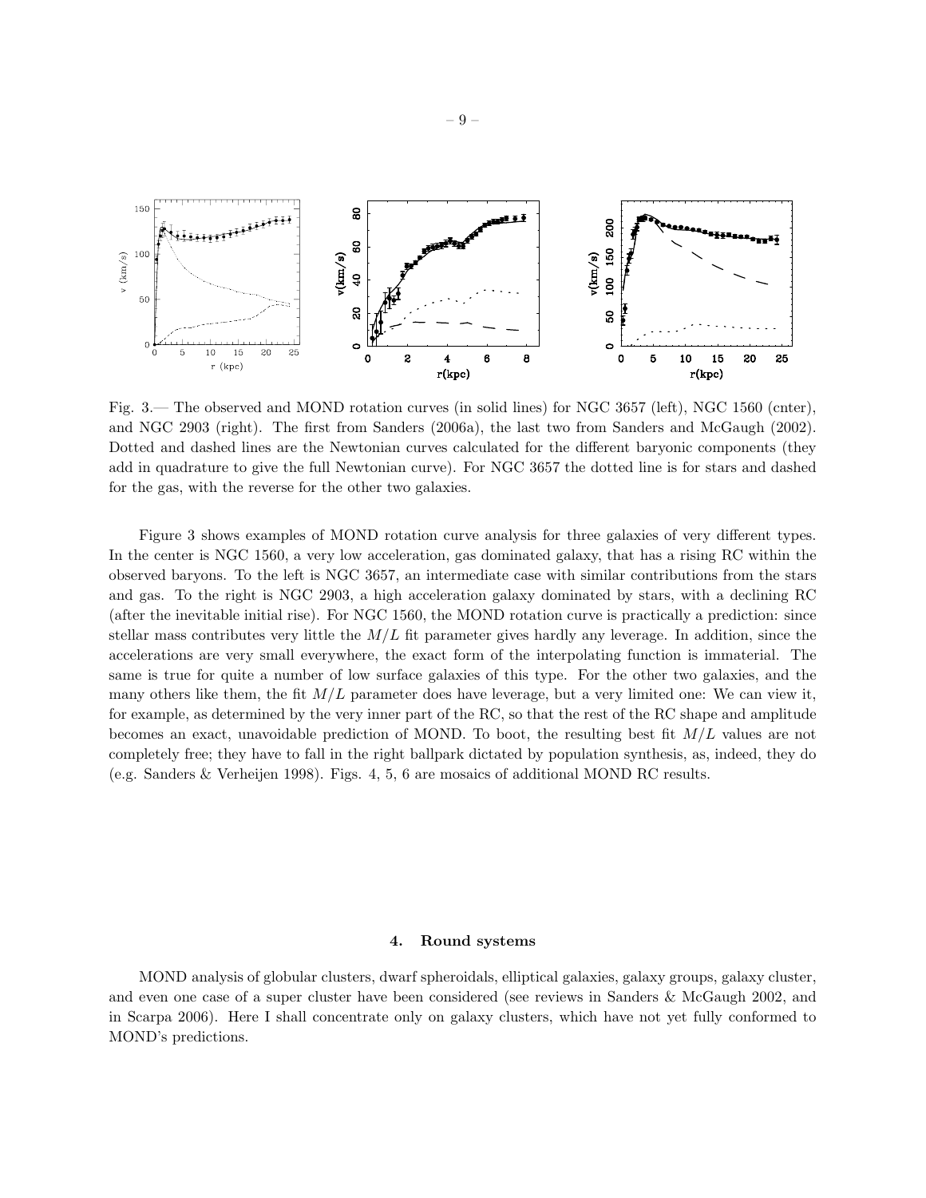Fig. 3.— The observed and MOND rotation curves (in solid lines) for NGC 3657 (left), NGC 1560 (cnter), and NGC 2903 (right). The first from Sanders (2006a), the last two from Sanders and McGaugh (2002). Dotted and dashed lines are the Newtonian curves calculated for the different baryonic components (they add in quadrature to give the full Newtonian curve). For NGC 3657 the dotted line is for stars and dashed for the gas, with the reverse for the other two galaxies.

Figure 3 shows examples of MOND rotation curve analysis for three galaxies of very different types. In the center is NGC 1560, a very low acceleration, gas dominated galaxy, that has a rising RC within the observed baryons. To the left is NGC 3657, an intermediate case with similar contributions from the stars and gas. To the right is NGC 2903, a high acceleration galaxy dominated by stars, with a declining RC (after the inevitable initial rise). For NGC 1560, the MOND rotation curve is practically a prediction: since stellar mass contributes very little the $M/L$ fit parameter gives hardly any leverage. In addition, since the accelerations are very small everywhere, the exact form of the interpolating function is immaterial. The same is true for quite a number of low surface galaxies of this type. For the other two galaxies, and the many others like them, the fit $M/L$ parameter does have leverage, but a very limited one: We can view it, for example, as determined by the very inner part of the RC, so that the rest of the RC shape and amplitude becomes an exact, unavoidable prediction of MOND. To boot, the resulting best fit $M/L$ values are not completely free; they have to fall in the right ballpark dictated by population synthesis, as, indeed, they do (e.g. Sanders & Verheijen 1998). Figs. 4, 5, 6 are mosaics of additional MOND RC results.

## 4. Round systems

MOND analysis of globular clusters, dwarf spheroidals, elliptical galaxies, galaxy groups, galaxy cluster, and even one case of a super cluster have been considered (see reviews in Sanders & McGaugh 2002, and in Scarpa 2006). Here I shall concentrate only on galaxy clusters, which have not yet fully conformed to MOND's predictions.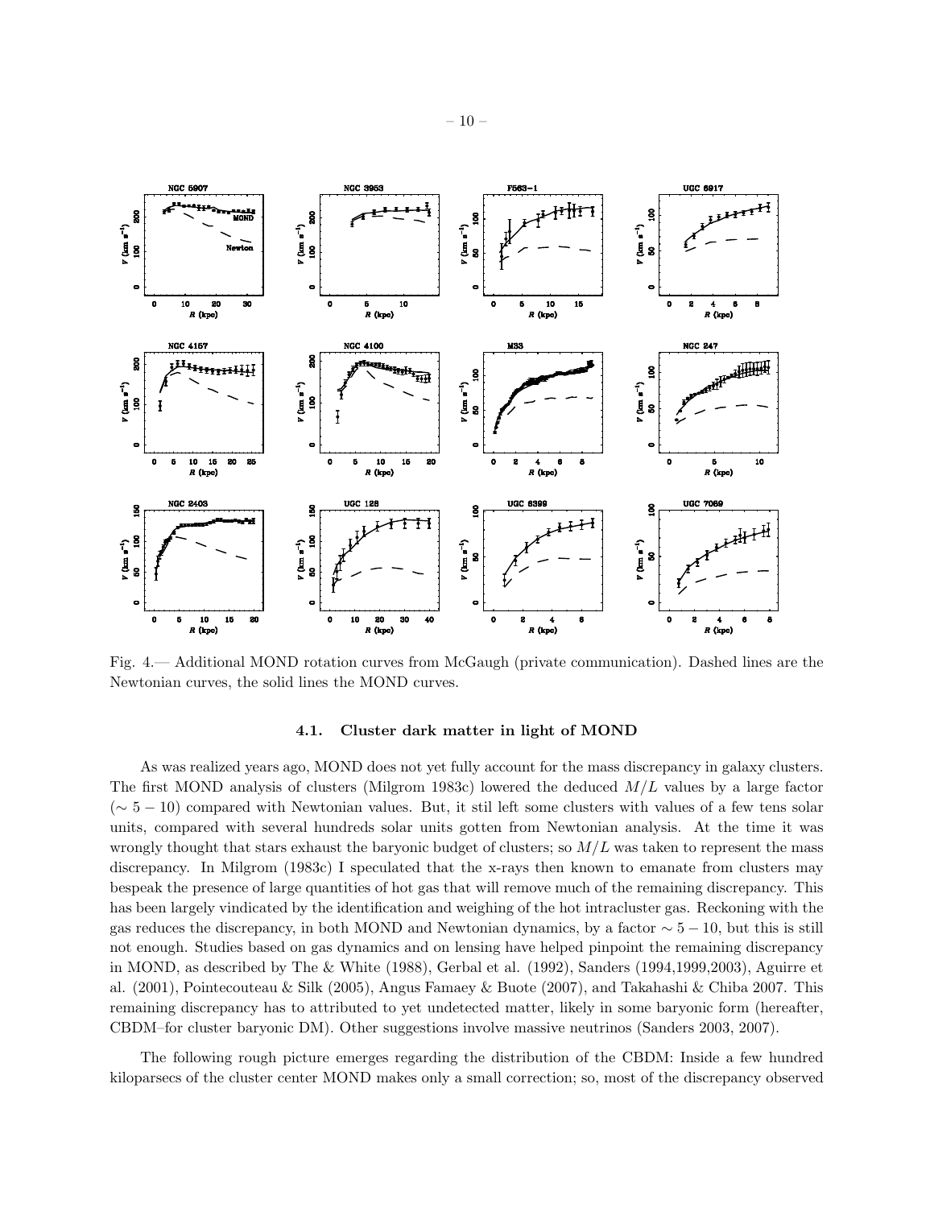Fig. 4.— Additional MOND rotation curves from McGaugh (private communication). Dashed lines are the Newtonian curves, the solid lines the MOND curves.

### 4.1. Cluster dark matter in light of MOND

As was realized years ago, MOND does not yet fully account for the mass discrepancy in galaxy clusters. The first MOND analysis of clusters (Milgrom 1983c) lowered the deduced $M/L$ values by a large factor ($\sim 5-10$) compared with Newtonian values. But, it stil left some clusters with values of a few tens solar units, compared with several hundreds solar units gotten from Newtonian analysis. At the time it was wrongly thought that stars exhaust the baryonic budget of clusters; so $M/L$ was taken to represent the mass discrepancy. In Milgrom (1983c) I speculated that the x-rays then known to emanate from clusters may bespeak the presence of large quantities of hot gas that will remove much of the remaining discrepancy. This has been largely vindicated by the identification and weighing of the hot intracluster gas. Reckoning with the gas reduces the discrepancy, in both MOND and Newtonian dynamics, by a factor $\sim 5-10$, but this is still not enough. Studies based on gas dynamics and on lensing have helped pinpoint the remaining discrepancy in MOND, as described by The & White (1988), Gerbal et al. (1992), Sanders (1994,1999,2003), Aguirre et al. (2001), Pointecouteau & Silk (2005), Angus Famaey & Buote (2007), and Takahashi & Chiba 2007. This remaining discrepancy has to attributed to yet undetected matter, likely in some baryonic form (hereafter, CBDM–for cluster baryonic DM). Other suggestions involve massive neutrinos (Sanders 2003, 2007).

The following rough picture emerges regarding the distribution of the CBDM: Inside a few hundred kiloparsecs of the cluster center MOND makes only a small correction; so, most of the discrepancy observed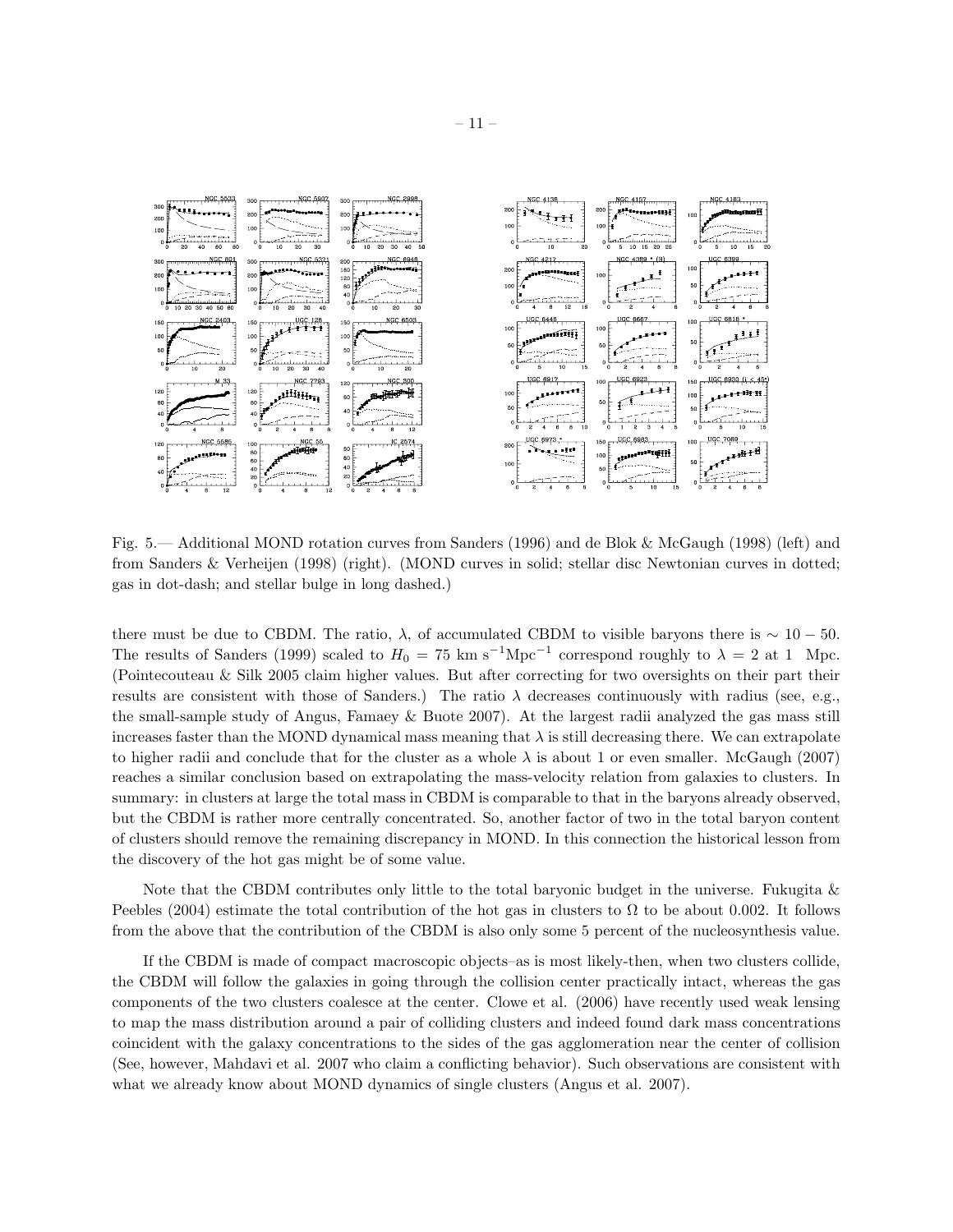Fig. 5.— Additional MOND rotation curves from Sanders (1996) and de Blok & McGaugh (1998) (left) and from Sanders & Verheijen (1998) (right). (MOND curves in solid; stellar disc Newtonian curves in dotted; gas in dot-dash; and stellar bulge in long dashed.)

there must be due to CBDM. The ratio, $\lambda$, of accumulated CBDM to visible baryons there is $\sim 10-50$. The results of Sanders (1999) scaled to $H_0 = 75$ km s$^{-1}$Mpc$^{-1}$ correspond roughly to $\lambda = 2$ at 1 Mpc. (Pointecouteau & Silk 2005 claim higher values. But after correcting for two oversights on their part their results are consistent with those of Sanders.) The ratio $\lambda$ decreases continuously with radius (see, e.g., the small-sample study of Angus, Famaey & Buote 2007). At the largest radii analyzed the gas mass still increases faster than the MOND dynamical mass meaning that $\lambda$ is still decreasing there. We can extrapolate to higher radii and conclude that for the cluster as a whole $\lambda$ is about 1 or even smaller. McGaugh (2007) reaches a similar conclusion based on extrapolating the mass-velocity relation from galaxies to clusters. In summary: in clusters at large the total mass in CBDM is comparable to that in the baryons already observed, but the CBDM is rather more centrally concentrated. So, another factor of two in the total baryon content of clusters should remove the remaining discrepancy in MOND. In this connection the historical lesson from the discovery of the hot gas might be of some value.

Note that the CBDM contributes only little to the total baryonic budget in the universe. Fukugita & Peebles (2004) estimate the total contribution of the hot gas in clusters to $\Omega$ to be about 0.002. It follows from the above that the contribution of the CBDM is also only some 5 percent of the nucleosynthesis value.

If the CBDM is made of compact macroscopic objects–as is most likely-then, when two clusters collide, the CBDM will follow the galaxies in going through the collision center practically intact, whereas the gas components of the two clusters coalesce at the center. Clowe et al. (2006) have recently used weak lensing to map the mass distribution around a pair of colliding clusters and indeed found dark mass concentrations coincident with the galaxy concentrations to the sides of the gas agglomeration near the center of collision (See, however, Mahdavi et al. 2007 who claim a conflicting behavior). Such observations are consistent with what we already know about MOND dynamics of single clusters (Angus et al. 2007).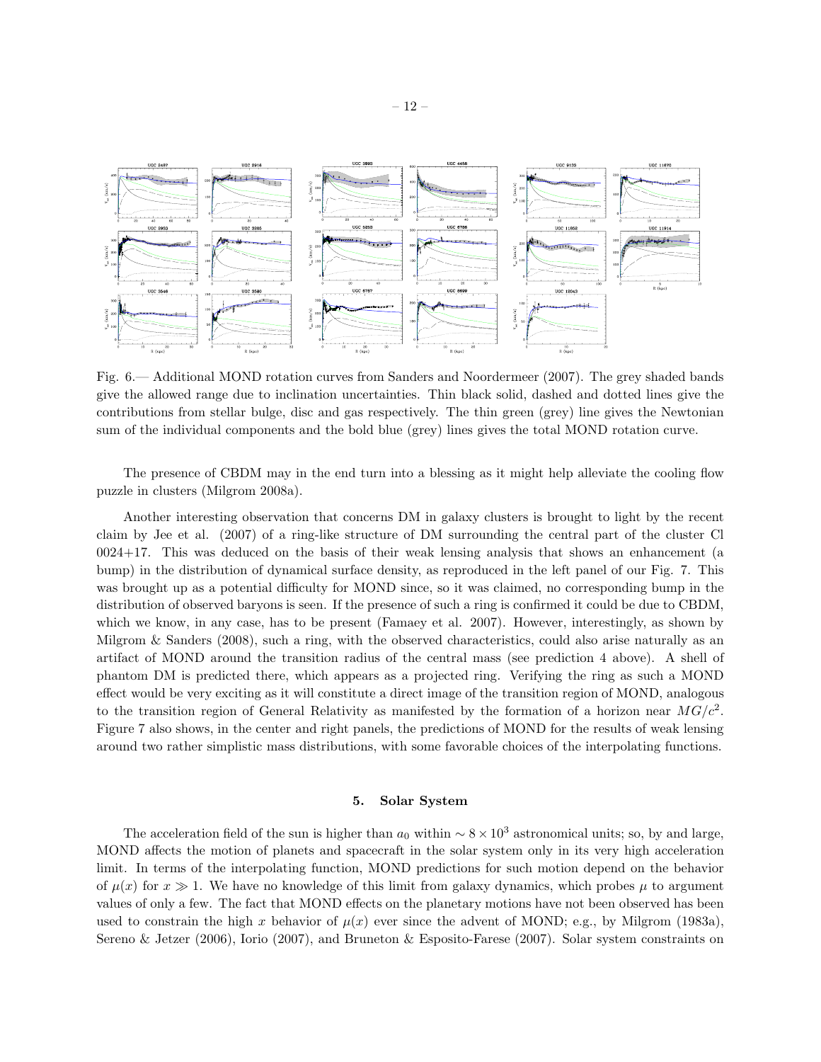Fig. 6.— Additional MOND rotation curves from Sanders and Noordermeer (2007). The grey shaded bands give the allowed range due to inclination uncertainties. Thin black solid, dashed and dotted lines give the contributions from stellar bulge, disc and gas respectively. The thin green (grey) line gives the Newtonian sum of the individual components and the bold blue (grey) lines gives the total MOND rotation curve.

The presence of CBDM may in the end turn into a blessing as it might help alleviate the cooling flow puzzle in clusters (Milgrom 2008a).

Another interesting observation that concerns DM in galaxy clusters is brought to light by the recent claim by Jee et al. (2007) of a ring-like structure of DM surrounding the central part of the cluster Cl 0024+17. This was deduced on the basis of their weak lensing analysis that shows an enhancement (a bump) in the distribution of dynamical surface density, as reproduced in the left panel of our Fig. 7. This was brought up as a potential difficulty for MOND since, so it was claimed, no corresponding bump in the distribution of observed baryons is seen. If the presence of such a ring is confirmed it could be due to CBDM, which we know, in any case, has to be present (Famaey et al. 2007). However, interestingly, as shown by Milgrom & Sanders (2008), such a ring, with the observed characteristics, could also arise naturally as an artifact of MOND around the transition radius of the central mass (see prediction 4 above). A shell of phantom DM is predicted there, which appears as a projected ring. Verifying the ring as such a MOND effect would be very exciting as it will constitute a direct image of the transition region of MOND, analogous to the transition region of General Relativity as manifested by the formation of a horizon near $MG/c^2$. Figure 7 also shows, in the center and right panels, the predictions of MOND for the results of weak lensing around two rather simplistic mass distributions, with some favorable choices of the interpolating functions.

## 5. Solar System

The acceleration field of the sun is higher than $a_0$ within $\sim 8 \times 10^3$ astronomical units; so, by and large, MOND affects the motion of planets and spacecraft in the solar system only in its very high acceleration limit. In terms of the interpolating function, MOND predictions for such motion depend on the behavior of $\mu(x)$ for $x \gg 1$. We have no knowledge of this limit from galaxy dynamics, which probes $\mu$ to argument values of only a few. The fact that MOND effects on the planetary motions have not been observed has been used to constrain the high $x$ behavior of $\mu(x)$ ever since the advent of MOND; e.g., by Milgrom (1983a), Sereno & Jetzer (2006), Iorio (2007), and Bruneton & Esposito-Farese (2007). Solar system constraints on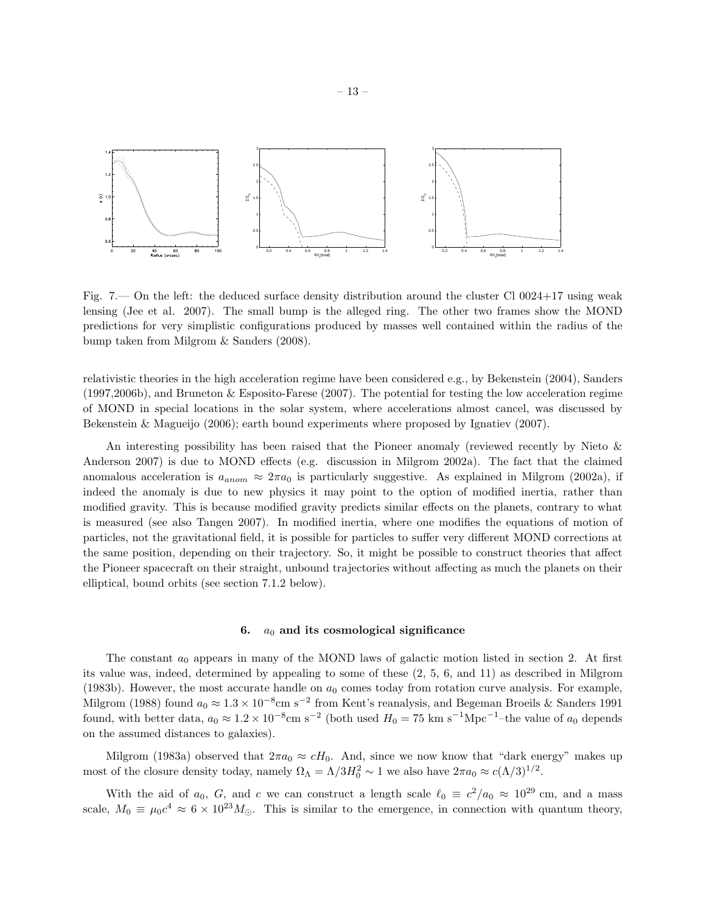Fig. 7.— On the left: the deduced surface density distribution around the cluster Cl 0024+17 using weak lensing (Jee et al. 2007). The small bump is the alleged ring. The other two frames show the MOND predictions for very simplistic configurations produced by masses well contained within the radius of the bump taken from Milgrom & Sanders (2008).

relativistic theories in the high acceleration regime have been considered e.g., by Bekenstein (2004), Sanders (1997,2006b), and Bruneton & Esposito-Farese (2007). The potential for testing the low acceleration regime of MOND in special locations in the solar system, where accelerations almost cancel, was discussed by Bekenstein & Magueijo (2006); earth bound experiments where proposed by Ignatiev (2007).

An interesting possibility has been raised that the Pioneer anomaly (reviewed recently by Nieto & Anderson 2007) is due to MOND effects (e.g. discussion in Milgrom 2002a). The fact that the claimed anomalous acceleration is $a_{anom} \approx 2\pi a_0$ is particularly suggestive. As explained in Milgrom (2002a), if indeed the anomaly is due to new physics it may point to the option of modified inertia, rather than modified gravity. This is because modified gravity predicts similar effects on the planets, contrary to what is measured (see also Tangen 2007). In modified inertia, where one modifies the equations of motion of particles, not the gravitational field, it is possible for particles to suffer very different MOND corrections at the same position, depending on their trajectory. So, it might be possible to construct theories that affect the Pioneer spacecraft on their straight, unbound trajectories without affecting as much the planets on their elliptical, bound orbits (see section 7.1.2 below).

## 6. $a_0$ and its cosmological significance

The constant $a_0$ appears in many of the MOND laws of galactic motion listed in section 2. At first its value was, indeed, determined by appealing to some of these (2, 5, 6, and 11) as described in Milgrom (1983b). However, the most accurate handle on $a_0$ comes today from rotation curve analysis. For example, Milgrom (1988) found $a_0 \approx 1.3 \times 10^{-8}\text{cm s}^{-2}$ from Kent's reanalysis, and Begeman Broeils & Sanders 1991 found, with better data, $a_0 \approx 1.2 \times 10^{-8}\text{cm s}^{-2}$ (both used $H_0 = 75$ km s$^{-1}$Mpc$^{-1}$–the value of $a_0$ depends on the assumed distances to galaxies).

Milgrom (1983a) observed that $2\pi a_0 \approx cH_0$. And, since we now know that "dark energy" makes up most of the closure density today, namely $\Omega_\Lambda = \Lambda/3H_0^2 \sim 1$ we also have $2\pi a_0 \approx c(\Lambda/3)^{1/2}$.

With the aid of $a_0$, $G$, and $c$ we can construct a length scale $\ell_0 \equiv c^2/a_0 \approx 10^{29}$ cm, and a mass scale, $M_0 \equiv \mu_0 c^4 \approx 6 \times 10^{23} M_\odot$. This is similar to the emergence, in connection with quantum theory,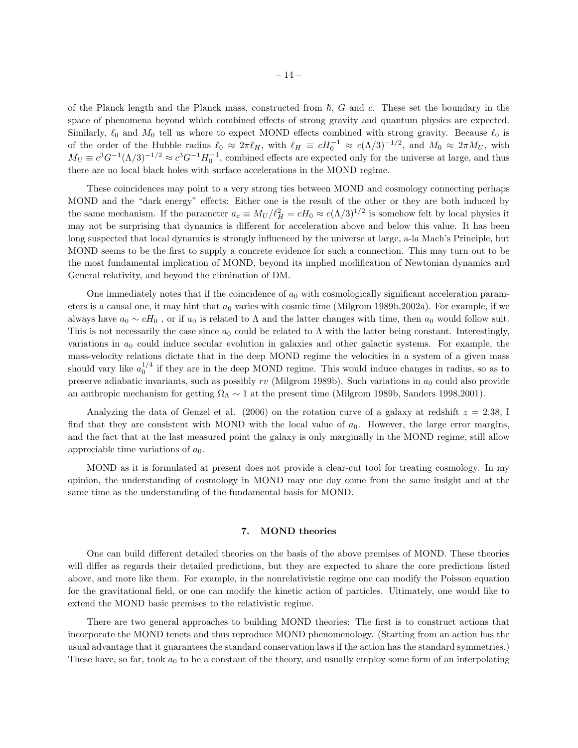of the Planck length and the Planck mass, constructed from $\hbar$, $G$ and $c$. These set the boundary in the space of phenomena beyond which combined effects of strong gravity and quantum physics are expected. Similarly, $\ell_0$ and $M_0$ tell us where to expect MOND effects combined with strong gravity. Because $\ell_0$ is of the order of the Hubble radius $\ell_0 \approx 2\pi\ell_H$, with $\ell_H \equiv cH_0^{-1} \approx c(\Lambda/3)^{-1/2}$, and $M_0 \approx 2\pi M_U$, with $M_U \equiv c^3G^{-1}(\Lambda/3)^{-1/2} \approx c^3G^{-1}H_0^{-1}$, combined effects are expected only for the universe at large, and thus there are no local black holes with surface accelerations in the MOND regime.

These coincidences may point to a very strong ties between MOND and cosmology connecting perhaps MOND and the "dark energy" effects: Either one is the result of the other or they are both induced by the same mechanism. If the parameter $a_c \equiv M_U/\ell_H^2 = cH_0 \approx c(\Lambda/3)^{1/2}$ is somehow felt by local physics it may not be surprising that dynamics is different for acceleration above and below this value. It has been long suspected that local dynamics is strongly influenced by the universe at large, a-la Mach's Principle, but MOND seems to be the first to supply a concrete evidence for such a connection. This may turn out to be the most fundamental implication of MOND, beyond its implied modification of Newtonian dynamics and General relativity, and beyond the elimination of DM.

One immediately notes that if the coincidence of $a_0$ with cosmologically significant acceleration parameters is a causal one, it may hint that $a_0$ varies with cosmic time (Milgrom 1989b,2002a). For example, if we always have $a_0 \sim cH_0$ , or if $a_0$ is related to $\Lambda$ and the latter changes with time, then $a_0$ would follow suit. This is not necessarily the case since $a_0$ could be related to $\Lambda$ with the latter being constant. Interestingly, variations in $a_0$ could induce secular evolution in galaxies and other galactic systems. For example, the mass-velocity relations dictate that in the deep MOND regime the velocities in a system of a given mass should vary like $a_0^{1/4}$ if they are in the deep MOND regime. This would induce changes in radius, so as to preserve adiabatic invariants, such as possibly $rv$ (Milgrom 1989b). Such variations in $a_0$ could also provide an anthropic mechanism for getting $\Omega_\Lambda \sim 1$ at the present time (Milgrom 1989b, Sanders 1998,2001).

Analyzing the data of Genzel et al. (2006) on the rotation curve of a galaxy at redshift $z = 2.38$, I find that they are consistent with MOND with the local value of $a_0$. However, the large error margins, and the fact that at the last measured point the galaxy is only marginally in the MOND regime, still allow appreciable time variations of $a_0$.

MOND as it is formulated at present does not provide a clear-cut tool for treating cosmology. In my opinion, the understanding of cosmology in MOND may one day come from the same insight and at the same time as the understanding of the fundamental basis for MOND.

## 7. MOND theories

One can build different detailed theories on the basis of the above premises of MOND. These theories will differ as regards their detailed predictions, but they are expected to share the core predictions listed above, and more like them. For example, in the nonrelativistic regime one can modify the Poisson equation for the gravitational field, or one can modify the kinetic action of particles. Ultimately, one would like to extend the MOND basic premises to the relativistic regime.

There are two general approaches to building MOND theories: The first is to construct actions that incorporate the MOND tenets and thus reproduce MOND phenomenology. (Starting from an action has the usual advantage that it guarantees the standard conservation laws if the action has the standard symmetries.) These have, so far, took $a_0$ to be a constant of the theory, and usually employ some form of an interpolating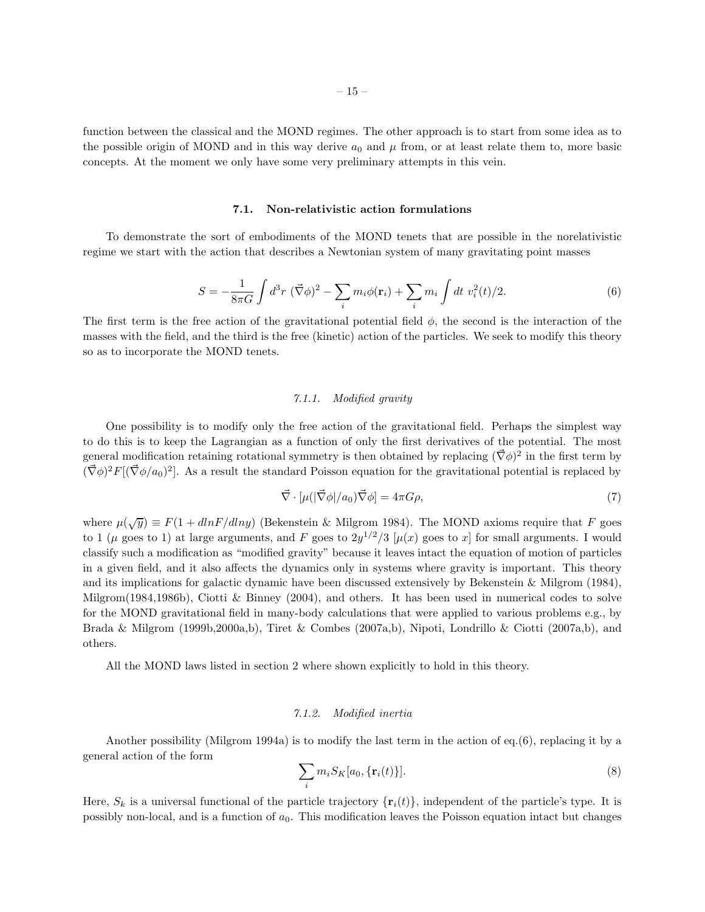function between the classical and the MOND regimes. The other approach is to start from some idea as to the possible origin of MOND and in this way derive $a_0$ and $\mu$ from, or at least relate them to, more basic concepts. At the moment we only have some very preliminary attempts in this vein.

### 7.1. Non-relativistic action formulations

To demonstrate the sort of embodiments of the MOND tenets that are possible in the norelativistic regime we start with the action that describes a Newtonian system of many gravitating point masses

$$S = -\frac{1}{8\pi G}\int d^3r\ (\vec{\nabla}\phi)^2 - \sum_i m_i\phi(\mathbf{r}_i) + \sum_i m_i \int dt\ v_i^2(t)/2. \tag{6}$$

The first term is the free action of the gravitational potential field $\phi$, the second is the interaction of the masses with the field, and the third is the free (kinetic) action of the particles. We seek to modify this theory so as to incorporate the MOND tenets.

#### *7.1.1. Modified gravity*

One possibility is to modify only the free action of the gravitational field. Perhaps the simplest way to do this is to keep the Lagrangian as a function of only the first derivatives of the potential. The most general modification retaining rotational symmetry is then obtained by replacing $(\vec{\nabla}\phi)^2$ in the first term by $(\vec{\nabla}\phi)^2F[(\vec{\nabla}\phi/a_0)^2]$. As a result the standard Poisson equation for the gravitational potential is replaced by

$$\vec{\nabla}\cdot[\mu(|\vec{\nabla}\phi|/a_0)\vec{\nabla}\phi] = 4\pi G\rho, \tag{7}$$

where $\mu(\sqrt{y}) \equiv F(1 + dlnF/dlny)$ (Bekenstein & Milgrom 1984). The MOND axioms require that $F$ goes to 1 ($\mu$ goes to 1) at large arguments, and $F$ goes to $2y^{1/2}/3$ [$\mu(x)$ goes to $x$] for small arguments. I would classify such a modification as "modified gravity" because it leaves intact the equation of motion of particles in a given field, and it also affects the dynamics only in systems where gravity is important. This theory and its implications for galactic dynamic have been discussed extensively by Bekenstein & Milgrom (1984), Milgrom(1984,1986b), Ciotti & Binney (2004), and others. It has been used in numerical codes to solve for the MOND gravitational field in many-body calculations that were applied to various problems e.g., by Brada & Milgrom (1999b,2000a,b), Tiret & Combes (2007a,b), Nipoti, Londrillo & Ciotti (2007a,b), and others.

All the MOND laws listed in section 2 where shown explicitly to hold in this theory.

#### *7.1.2. Modified inertia*

Another possibility (Milgrom 1994a) is to modify the last term in the action of eq.(6), replacing it by a general action of the form

$$\sum_i m_i S_K[a_0, \{\mathbf{r}_i(t)\}]. \tag{8}$$

Here, $S_k$ is a universal functional of the particle trajectory $\{\mathbf{r}_i(t)\}$, independent of the particle's type. It is possibly non-local, and is a function of $a_0$. This modification leaves the Poisson equation intact but changes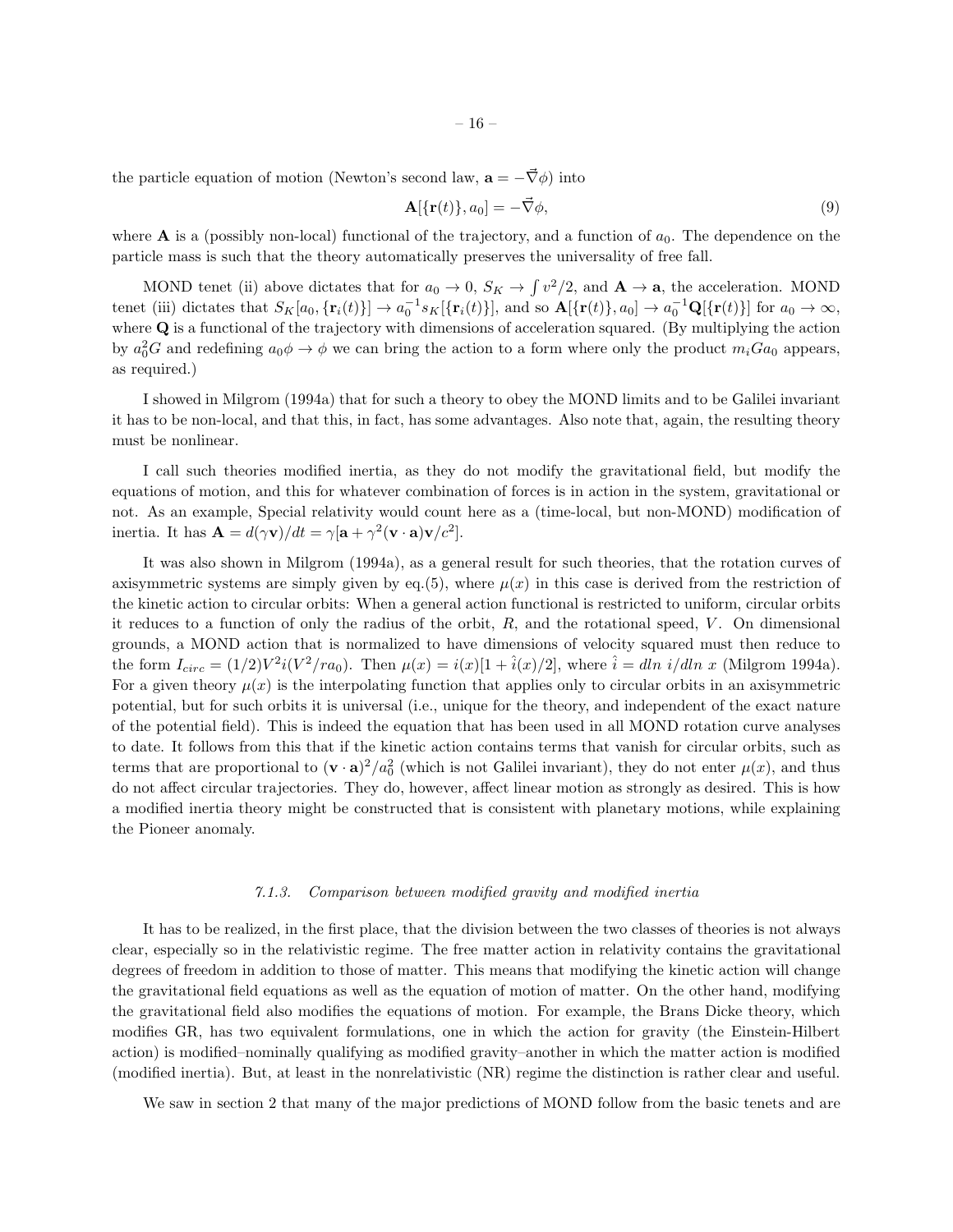the particle equation of motion (Newton's second law, $\mathbf{a} = -\vec{\nabla}\phi$) into

$$\mathbf{A}[\{\mathbf{r}(t)\}, a_0] = -\vec{\nabla}\phi, \tag{9}$$

where $\mathbf{A}$ is a (possibly non-local) functional of the trajectory, and a function of $a_0$. The dependence on the particle mass is such that the theory automatically preserves the universality of free fall.

MOND tenet (ii) above dictates that for $a_0 \to 0$, $S_K \to \int v^2/2$, and $\mathbf{A} \to \mathbf{a}$, the acceleration. MOND tenet (iii) dictates that $S_K[a_0, \{\mathbf{r}_i(t)\}] \to a_0^{-1} s_K[\{\mathbf{r}_i(t)\}]$, and so $\mathbf{A}[\{\mathbf{r}(t)\}, a_0] \to a_0^{-1}\mathbf{Q}[\{\mathbf{r}(t)\}]$ for $a_0 \to \infty$, where $\mathbf{Q}$ is a functional of the trajectory with dimensions of acceleration squared. (By multiplying the action by $a_0^2 G$ and redefining $a_0\phi \to \phi$ we can bring the action to a form where only the product $m_i G a_0$ appears, as required.)

I showed in Milgrom (1994a) that for such a theory to obey the MOND limits and to be Galilei invariant it has to be non-local, and that this, in fact, has some advantages. Also note that, again, the resulting theory must be nonlinear.

I call such theories modified inertia, as they do not modify the gravitational field, but modify the equations of motion, and this for whatever combination of forces is in action in the system, gravitational or not. As an example, Special relativity would count here as a (time-local, but non-MOND) modification of inertia. It has $\mathbf{A} = d(\gamma\mathbf{v})/dt = \gamma[\mathbf{a} + \gamma^2(\mathbf{v}\cdot\mathbf{a})\mathbf{v}/c^2]$.

It was also shown in Milgrom (1994a), as a general result for such theories, that the rotation curves of axisymmetric systems are simply given by eq.(5), where $\mu(x)$ in this case is derived from the restriction of the kinetic action to circular orbits: When a general action functional is restricted to uniform, circular orbits it reduces to a function of only the radius of the orbit, $R$, and the rotational speed, $V$. On dimensional grounds, a MOND action that is normalized to have dimensions of velocity squared must then reduce to the form $I_{circ} = (1/2)V^2 i(V^2/ra_0)$. Then $\mu(x) = i(x)[1 + \hat{i}(x)/2]$, where $\hat{i} = dln\ i/dln\ x$ (Milgrom 1994a). For a given theory $\mu(x)$ is the interpolating function that applies only to circular orbits in an axisymmetric potential, but for such orbits it is universal (i.e., unique for the theory, and independent of the exact nature of the potential field). This is indeed the equation that has been used in all MOND rotation curve analyses to date. It follows from this that if the kinetic action contains terms that vanish for circular orbits, such as terms that are proportional to $(\mathbf{v}\cdot\mathbf{a})^2/a_0^2$ (which is not Galilei invariant), they do not enter $\mu(x)$, and thus do not affect circular trajectories. They do, however, affect linear motion as strongly as desired. This is how a modified inertia theory might be constructed that is consistent with planetary motions, while explaining the Pioneer anomaly.

#### *7.1.3. Comparison between modified gravity and modified inertia*

It has to be realized, in the first place, that the division between the two classes of theories is not always clear, especially so in the relativistic regime. The free matter action in relativity contains the gravitational degrees of freedom in addition to those of matter. This means that modifying the kinetic action will change the gravitational field equations as well as the equation of motion of matter. On the other hand, modifying the gravitational field also modifies the equations of motion. For example, the Brans Dicke theory, which modifies GR, has two equivalent formulations, one in which the action for gravity (the Einstein-Hilbert action) is modified–nominally qualifying as modified gravity–another in which the matter action is modified (modified inertia). But, at least in the nonrelativistic (NR) regime the distinction is rather clear and useful.

We saw in section 2 that many of the major predictions of MOND follow from the basic tenets and are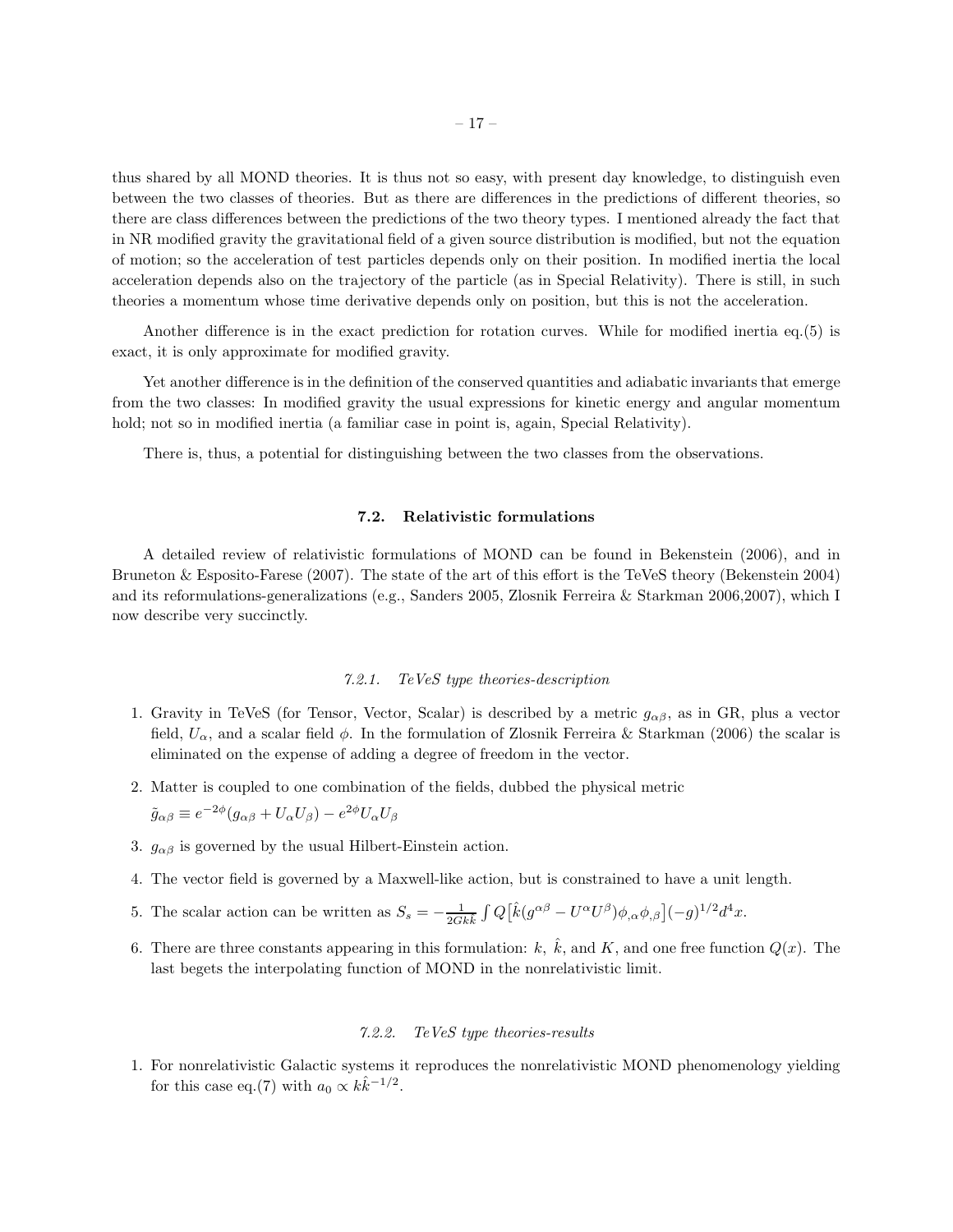thus shared by all MOND theories. It is thus not so easy, with present day knowledge, to distinguish even between the two classes of theories. But as there are differences in the predictions of different theories, so there are class differences between the predictions of the two theory types. I mentioned already the fact that in NR modified gravity the gravitational field of a given source distribution is modified, but not the equation of motion; so the acceleration of test particles depends only on their position. In modified inertia the local acceleration depends also on the trajectory of the particle (as in Special Relativity). There is still, in such theories a momentum whose time derivative depends only on position, but this is not the acceleration.

Another difference is in the exact prediction for rotation curves. While for modified inertia eq.(5) is exact, it is only approximate for modified gravity.

Yet another difference is in the definition of the conserved quantities and adiabatic invariants that emerge from the two classes: In modified gravity the usual expressions for kinetic energy and angular momentum hold; not so in modified inertia (a familiar case in point is, again, Special Relativity).

There is, thus, a potential for distinguishing between the two classes from the observations.

### 7.2. Relativistic formulations

A detailed review of relativistic formulations of MOND can be found in Bekenstein (2006), and in Bruneton & Esposito-Farese (2007). The state of the art of this effort is the TeVeS theory (Bekenstein 2004) and its reformulations-generalizations (e.g., Sanders 2005, Zlosnik Ferreira & Starkman 2006,2007), which I now describe very succinctly.

#### *7.2.1. TeVeS type theories-description*

1. Gravity in TeVeS (for Tensor, Vector, Scalar) is described by a metric $g_{\alpha\beta}$, as in GR, plus a vector field, $U_\alpha$, and a scalar field $\phi$. In the formulation of Zlosnik Ferreira & Starkman (2006) the scalar is eliminated on the expense of adding a degree of freedom in the vector.
2. Matter is coupled to one combination of the fields, dubbed the physical metric $\tilde{g}_{\alpha\beta} \equiv e^{-2\phi}(g_{\alpha\beta} + U_\alpha U_\beta) - e^{2\phi}U_\alpha U_\beta$
3. $g_{\alpha\beta}$ is governed by the usual Hilbert-Einstein action.
4. The vector field is governed by a Maxwell-like action, but is constrained to have a unit length.
5. The scalar action can be written as $S_s = -\frac{1}{2Gk\hat{k}} \int Q\big[\hat{k}(g^{\alpha\beta} - U^\alpha U^\beta)\phi_{,\alpha}\phi_{,\beta}\big](-g)^{1/2}d^4x$.
6. There are three constants appearing in this formulation: $k$, $\hat{k}$, and $K$, and one free function $Q(x)$. The last begets the interpolating function of MOND in the nonrelativistic limit.

#### *7.2.2. TeVeS type theories-results*

1. For nonrelativistic Galactic systems it reproduces the nonrelativistic MOND phenomenology yielding for this case eq.(7) with $a_0 \propto k\hat{k}^{-1/2}$.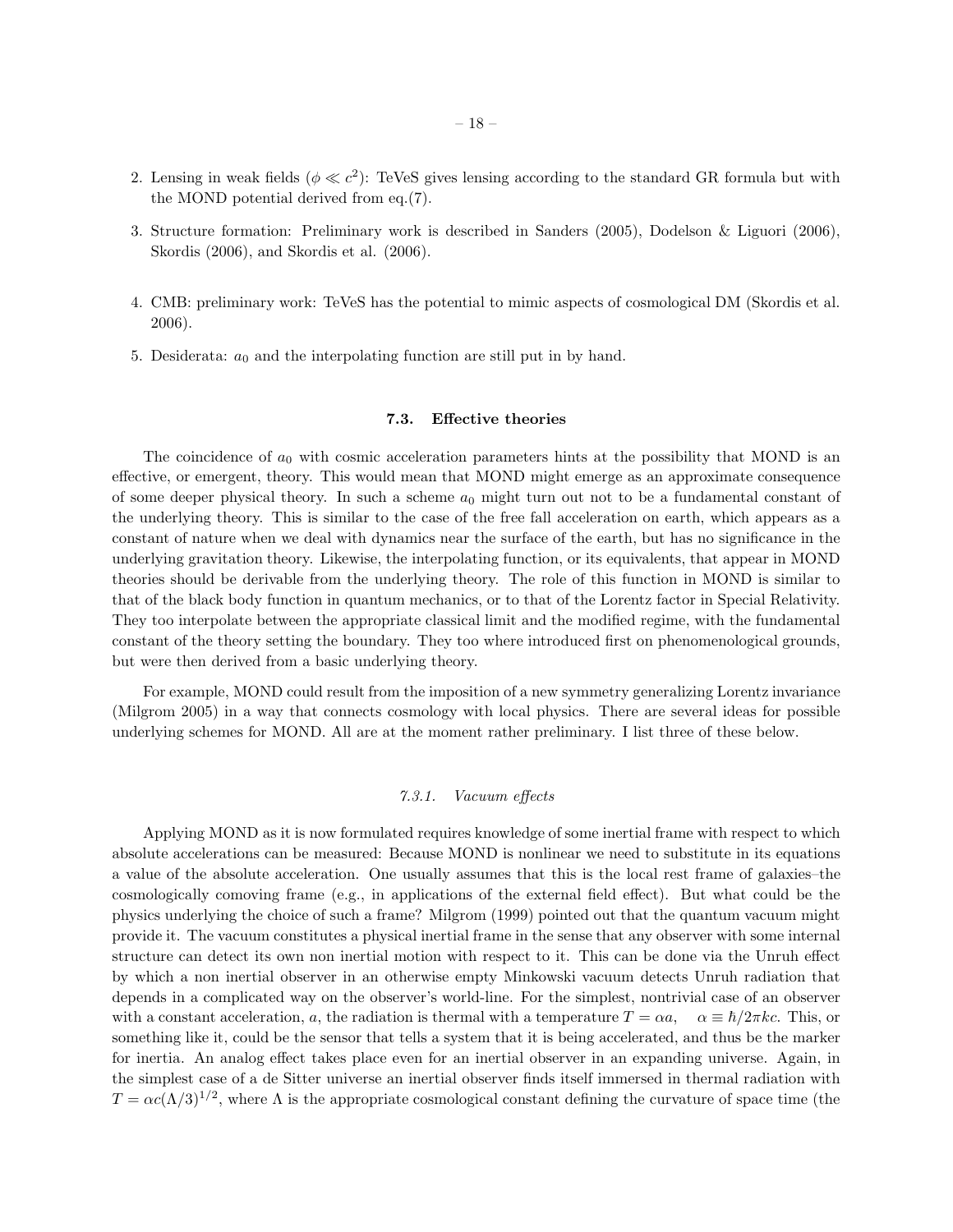2. Lensing in weak fields ($\phi \ll c^2$): TeVeS gives lensing according to the standard GR formula but with the MOND potential derived from eq.(7).

3. Structure formation: Preliminary work is described in Sanders (2005), Dodelson & Liguori (2006), Skordis (2006), and Skordis et al. (2006).

4. CMB: preliminary work: TeVeS has the potential to mimic aspects of cosmological DM (Skordis et al. 2006).

5. Desiderata: $a_0$ and the interpolating function are still put in by hand.

### 7.3. Effective theories

The coincidence of $a_0$ with cosmic acceleration parameters hints at the possibility that MOND is an effective, or emergent, theory. This would mean that MOND might emerge as an approximate consequence of some deeper physical theory. In such a scheme $a_0$ might turn out not to be a fundamental constant of the underlying theory. This is similar to the case of the free fall acceleration on earth, which appears as a constant of nature when we deal with dynamics near the surface of the earth, but has no significance in the underlying gravitation theory. Likewise, the interpolating function, or its equivalents, that appear in MOND theories should be derivable from the underlying theory. The role of this function in MOND is similar to that of the black body function in quantum mechanics, or to that of the Lorentz factor in Special Relativity. They too interpolate between the appropriate classical limit and the modified regime, with the fundamental constant of the theory setting the boundary. They too where introduced first on phenomenological grounds, but were then derived from a basic underlying theory.

For example, MOND could result from the imposition of a new symmetry generalizing Lorentz invariance (Milgrom 2005) in a way that connects cosmology with local physics. There are several ideas for possible underlying schemes for MOND. All are at the moment rather preliminary. I list three of these below.

#### *7.3.1. Vacuum effects*

Applying MOND as it is now formulated requires knowledge of some inertial frame with respect to which absolute accelerations can be measured: Because MOND is nonlinear we need to substitute in its equations a value of the absolute acceleration. One usually assumes that this is the local rest frame of galaxies–the cosmologically comoving frame (e.g., in applications of the external field effect). But what could be the physics underlying the choice of such a frame? Milgrom (1999) pointed out that the quantum vacuum might provide it. The vacuum constitutes a physical inertial frame in the sense that any observer with some internal structure can detect its own non inertial motion with respect to it. This can be done via the Unruh effect by which a non inertial observer in an otherwise empty Minkowski vacuum detects Unruh radiation that depends in a complicated way on the observer's world-line. For the simplest, nontrivial case of an observer with a constant acceleration, $a$, the radiation is thermal with a temperature $T = \alpha a$, $\quad \alpha \equiv \hbar/2\pi kc$. This, or something like it, could be the sensor that tells a system that it is being accelerated, and thus be the marker for inertia. An analog effect takes place even for an inertial observer in an expanding universe. Again, in the simplest case of a de Sitter universe an inertial observer finds itself immersed in thermal radiation with $T = \alpha c(\Lambda/3)^{1/2}$, where $\Lambda$ is the appropriate cosmological constant defining the curvature of space time (the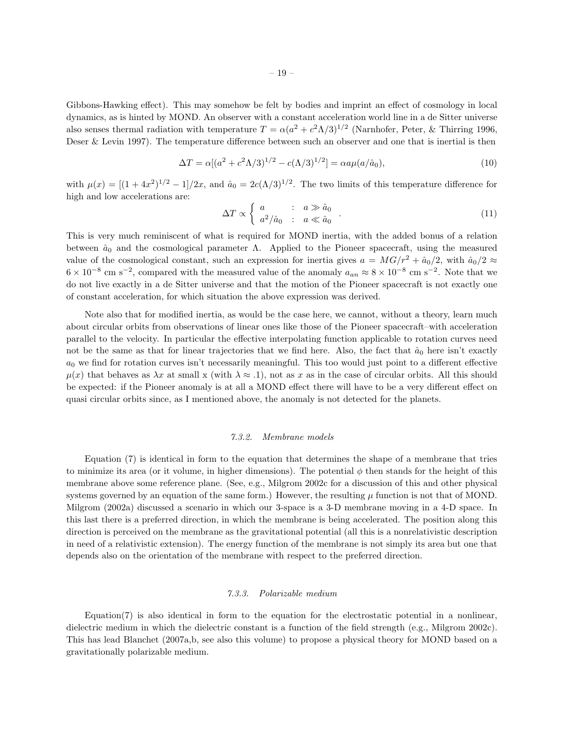Gibbons-Hawking effect). This may somehow be felt by bodies and imprint an effect of cosmology in local dynamics, as is hinted by MOND. An observer with a constant acceleration world line in a de Sitter universe also senses thermal radiation with temperature $T = \alpha(a^2 + c^2\Lambda/3)^{1/2}$ (Narnhofer, Peter, & Thirring 1996, Deser & Levin 1997). The temperature difference between such an observer and one that is inertial is then

$$\Delta T = \alpha[(a^2 + c^2\Lambda/3)^{1/2} - c(\Lambda/3)^{1/2}] = \alpha a \mu(a/\hat{a}_0), \tag{10}$$

with $\mu(x) = [(1 + 4x^2)^{1/2} - 1]/2x$, and $\hat{a}_0 = 2c(\Lambda/3)^{1/2}$. The two limits of this temperature difference for high and low accelerations are:

$$\Delta T \propto \left\{ \begin{array}{lcl} a & : & a \gg \hat{a}_0 \\ a^2/\hat{a}_0 & : & a \ll \hat{a}_0 \end{array} \right. . \tag{11}$$

This is very much reminiscent of what is required for MOND inertia, with the added bonus of a relation between $\hat{a}_0$ and the cosmological parameter $\Lambda$. Applied to the Pioneer spacecraft, using the measured value of the cosmological constant, such an expression for inertia gives $a = MG/r^2 + \hat{a}_0/2$, with $\hat{a}_0/2 \approx 6 \times 10^{-8}$ cm s$^{-2}$, compared with the measured value of the anomaly $a_{an} \approx 8 \times 10^{-8}$ cm s$^{-2}$. Note that we do not live exactly in a de Sitter universe and that the motion of the Pioneer spacecraft is not exactly one of constant acceleration, for which situation the above expression was derived.

Note also that for modified inertia, as would be the case here, we cannot, without a theory, learn much about circular orbits from observations of linear ones like those of the Pioneer spacecraft–with acceleration parallel to the velocity. In particular the effective interpolating function applicable to rotation curves need not be the same as that for linear trajectories that we find here. Also, the fact that $\hat{a}_0$ here isn't exactly $a_0$ we find for rotation curves isn't necessarily meaningful. This too would just point to a different effective $\mu(x)$ that behaves as $\lambda x$ at small x (with $\lambda \approx .1$), not as $x$ as in the case of circular orbits. All this should be expected: if the Pioneer anomaly is at all a MOND effect there will have to be a very different effect on quasi circular orbits since, as I mentioned above, the anomaly is not detected for the planets.

#### *7.3.2. Membrane models*

Equation (7) is identical in form to the equation that determines the shape of a membrane that tries to minimize its area (or it volume, in higher dimensions). The potential $\phi$ then stands for the height of this membrane above some reference plane. (See, e.g., Milgrom 2002c for a discussion of this and other physical systems governed by an equation of the same form.) However, the resulting $\mu$ function is not that of MOND. Milgrom (2002a) discussed a scenario in which our 3-space is a 3-D membrane moving in a 4-D space. In this last there is a preferred direction, in which the membrane is being accelerated. The position along this direction is perceived on the membrane as the gravitational potential (all this is a nonrelativistic description in need of a relativistic extension). The energy function of the membrane is not simply its area but one that depends also on the orientation of the membrane with respect to the preferred direction.

#### *7.3.3. Polarizable medium*

Equation(7) is also identical in form to the equation for the electrostatic potential in a nonlinear, dielectric medium in which the dielectric constant is a function of the field strength (e.g., Milgrom 2002c). This has lead Blanchet (2007a,b, see also this volume) to propose a physical theory for MOND based on a gravitationally polarizable medium.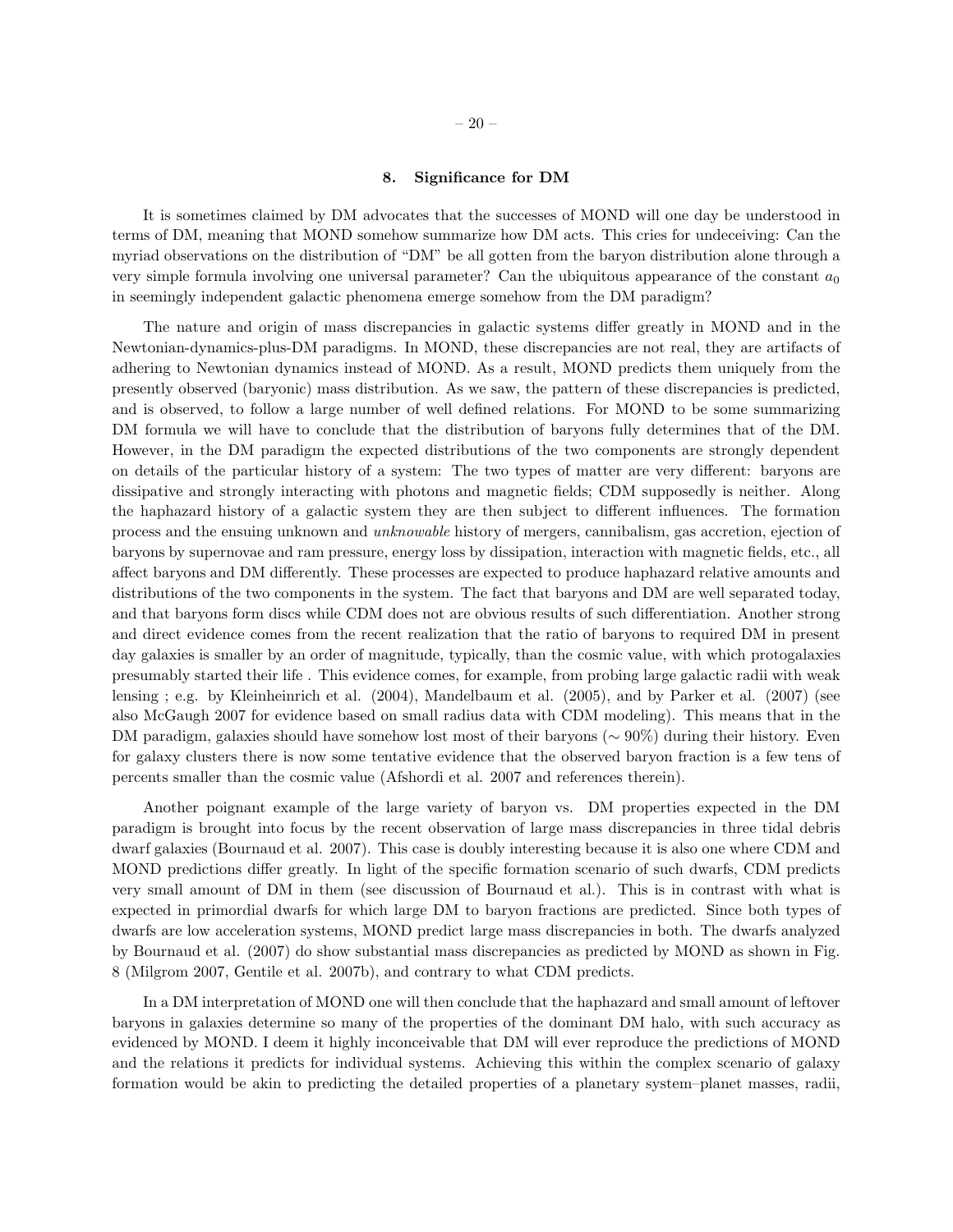## 8. Significance for DM

It is sometimes claimed by DM advocates that the successes of MOND will one day be understood in terms of DM, meaning that MOND somehow summarize how DM acts. This cries for undeceiving: Can the myriad observations on the distribution of "DM" be all gotten from the baryon distribution alone through a very simple formula involving one universal parameter? Can the ubiquitous appearance of the constant $a_0$ in seemingly independent galactic phenomena emerge somehow from the DM paradigm?

The nature and origin of mass discrepancies in galactic systems differ greatly in MOND and in the Newtonian-dynamics-plus-DM paradigms. In MOND, these discrepancies are not real, they are artifacts of adhering to Newtonian dynamics instead of MOND. As a result, MOND predicts them uniquely from the presently observed (baryonic) mass distribution. As we saw, the pattern of these discrepancies is predicted, and is observed, to follow a large number of well defined relations. For MOND to be some summarizing DM formula we will have to conclude that the distribution of baryons fully determines that of the DM. However, in the DM paradigm the expected distributions of the two components are strongly dependent on details of the particular history of a system: The two types of matter are very different: baryons are dissipative and strongly interacting with photons and magnetic fields; CDM supposedly is neither. Along the haphazard history of a galactic system they are then subject to different influences. The formation process and the ensuing unknown and *unknowable* history of mergers, cannibalism, gas accretion, ejection of baryons by supernovae and ram pressure, energy loss by dissipation, interaction with magnetic fields, etc., all affect baryons and DM differently. These processes are expected to produce haphazard relative amounts and distributions of the two components in the system. The fact that baryons and DM are well separated today, and that baryons form discs while CDM does not are obvious results of such differentiation. Another strong and direct evidence comes from the recent realization that the ratio of baryons to required DM in present day galaxies is smaller by an order of magnitude, typically, than the cosmic value, with which protogalaxies presumably started their life . This evidence comes, for example, from probing large galactic radii with weak lensing ; e.g. by Kleinheinrich et al. (2004), Mandelbaum et al. (2005), and by Parker et al. (2007) (see also McGaugh 2007 for evidence based on small radius data with CDM modeling). This means that in the DM paradigm, galaxies should have somehow lost most of their baryons ($\sim 90\%$) during their history. Even for galaxy clusters there is now some tentative evidence that the observed baryon fraction is a few tens of percents smaller than the cosmic value (Afshordi et al. 2007 and references therein).

Another poignant example of the large variety of baryon vs. DM properties expected in the DM paradigm is brought into focus by the recent observation of large mass discrepancies in three tidal debris dwarf galaxies (Bournaud et al. 2007). This case is doubly interesting because it is also one where CDM and MOND predictions differ greatly. In light of the specific formation scenario of such dwarfs, CDM predicts very small amount of DM in them (see discussion of Bournaud et al.). This is in contrast with what is expected in primordial dwarfs for which large DM to baryon fractions are predicted. Since both types of dwarfs are low acceleration systems, MOND predict large mass discrepancies in both. The dwarfs analyzed by Bournaud et al. (2007) do show substantial mass discrepancies as predicted by MOND as shown in Fig. 8 (Milgrom 2007, Gentile et al. 2007b), and contrary to what CDM predicts.

In a DM interpretation of MOND one will then conclude that the haphazard and small amount of leftover baryons in galaxies determine so many of the properties of the dominant DM halo, with such accuracy as evidenced by MOND. I deem it highly inconceivable that DM will ever reproduce the predictions of MOND and the relations it predicts for individual systems. Achieving this within the complex scenario of galaxy formation would be akin to predicting the detailed properties of a planetary system–planet masses, radii,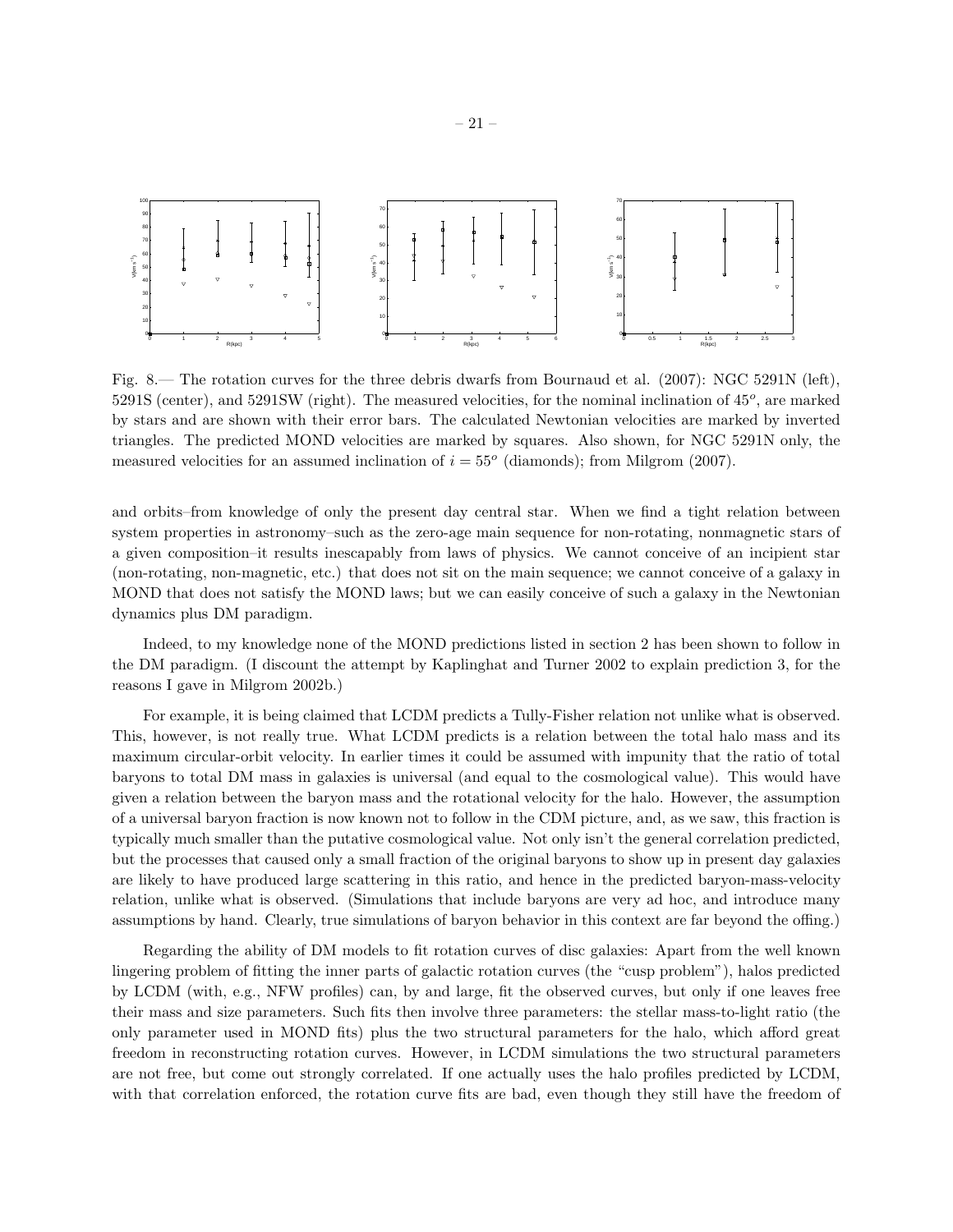Fig. 8.— The rotation curves for the three debris dwarfs from Bournaud et al. (2007): NGC 5291N (left), 5291S (center), and 5291SW (right). The measured velocities, for the nominal inclination of $45^o$, are marked by stars and are shown with their error bars. The calculated Newtonian velocities are marked by inverted triangles. The predicted MOND velocities are marked by squares. Also shown, for NGC 5291N only, the measured velocities for an assumed inclination of $i = 55^o$ (diamonds); from Milgrom (2007).

and orbits–from knowledge of only the present day central star. When we find a tight relation between system properties in astronomy–such as the zero-age main sequence for non-rotating, nonmagnetic stars of a given composition–it results inescapably from laws of physics. We cannot conceive of an incipient star (non-rotating, non-magnetic, etc.) that does not sit on the main sequence; we cannot conceive of a galaxy in MOND that does not satisfy the MOND laws; but we can easily conceive of such a galaxy in the Newtonian dynamics plus DM paradigm.

Indeed, to my knowledge none of the MOND predictions listed in section 2 has been shown to follow in the DM paradigm. (I discount the attempt by Kaplinghat and Turner 2002 to explain prediction 3, for the reasons I gave in Milgrom 2002b.)

For example, it is being claimed that LCDM predicts a Tully-Fisher relation not unlike what is observed. This, however, is not really true. What LCDM predicts is a relation between the total halo mass and its maximum circular-orbit velocity. In earlier times it could be assumed with impunity that the ratio of total baryons to total DM mass in galaxies is universal (and equal to the cosmological value). This would have given a relation between the baryon mass and the rotational velocity for the halo. However, the assumption of a universal baryon fraction is now known not to follow in the CDM picture, and, as we saw, this fraction is typically much smaller than the putative cosmological value. Not only isn't the general correlation predicted, but the processes that caused only a small fraction of the original baryons to show up in present day galaxies are likely to have produced large scattering in this ratio, and hence in the predicted baryon-mass-velocity relation, unlike what is observed. (Simulations that include baryons are very ad hoc, and introduce many assumptions by hand. Clearly, true simulations of baryon behavior in this context are far beyond the offing.)

Regarding the ability of DM models to fit rotation curves of disc galaxies: Apart from the well known lingering problem of fitting the inner parts of galactic rotation curves (the "cusp problem"), halos predicted by LCDM (with, e.g., NFW profiles) can, by and large, fit the observed curves, but only if one leaves free their mass and size parameters. Such fits then involve three parameters: the stellar mass-to-light ratio (the only parameter used in MOND fits) plus the two structural parameters for the halo, which afford great freedom in reconstructing rotation curves. However, in LCDM simulations the two structural parameters are not free, but come out strongly correlated. If one actually uses the halo profiles predicted by LCDM, with that correlation enforced, the rotation curve fits are bad, even though they still have the freedom of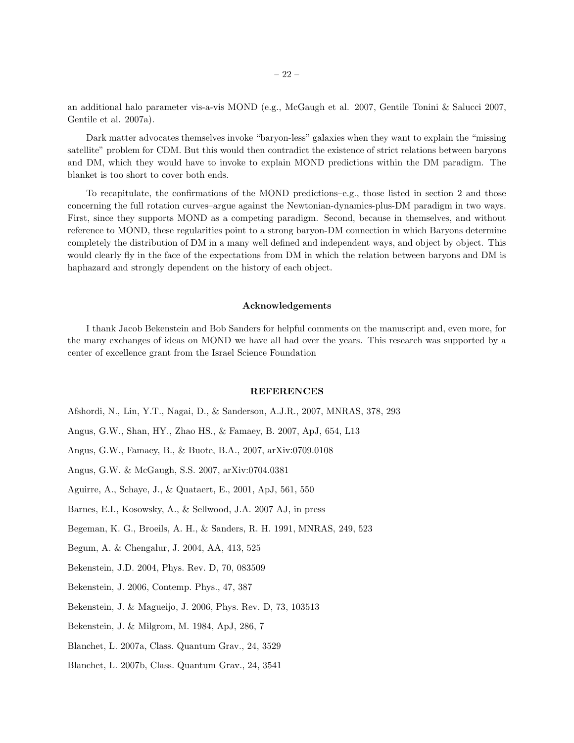an additional halo parameter vis-a-vis MOND (e.g., McGaugh et al. 2007, Gentile Tonini & Salucci 2007, Gentile et al. 2007a).

Dark matter advocates themselves invoke "baryon-less" galaxies when they want to explain the "missing satellite" problem for CDM. But this would then contradict the existence of strict relations between baryons and DM, which they would have to invoke to explain MOND predictions within the DM paradigm. The blanket is too short to cover both ends.

To recapitulate, the confirmations of the MOND predictions–e.g., those listed in section 2 and those concerning the full rotation curves–argue against the Newtonian-dynamics-plus-DM paradigm in two ways. First, since they supports MOND as a competing paradigm. Second, because in themselves, and without reference to MOND, these regularities point to a strong baryon-DM connection in which Baryons determine completely the distribution of DM in a many well defined and independent ways, and object by object. This would clearly fly in the face of the expectations from DM in which the relation between baryons and DM is haphazard and strongly dependent on the history of each object.

### Acknowledgements

I thank Jacob Bekenstein and Bob Sanders for helpful comments on the manuscript and, even more, for the many exchanges of ideas on MOND we have all had over the years. This research was supported by a center of excellence grant from the Israel Science Foundation

## REFERENCES

Afshordi, N., Lin, Y.T., Nagai, D., & Sanderson, A.J.R., 2007, MNRAS, 378, 293

Angus, G.W., Shan, HY., Zhao HS., & Famaey, B. 2007, ApJ, 654, L13

Angus, G.W., Famaey, B., & Buote, B.A., 2007, arXiv:0709.0108

Angus, G.W. & McGaugh, S.S. 2007, arXiv:0704.0381

Aguirre, A., Schaye, J., & Quataert, E., 2001, ApJ, 561, 550

Barnes, E.I., Kosowsky, A., & Sellwood, J.A. 2007 AJ, in press

Begeman, K. G., Broeils, A. H., & Sanders, R. H. 1991, MNRAS, 249, 523

Begum, A. & Chengalur, J. 2004, AA, 413, 525

Bekenstein, J.D. 2004, Phys. Rev. D, 70, 083509

Bekenstein, J. 2006, Contemp. Phys., 47, 387

Bekenstein, J. & Magueijo, J. 2006, Phys. Rev. D, 73, 103513

Bekenstein, J. & Milgrom, M. 1984, ApJ, 286, 7

Blanchet, L. 2007a, Class. Quantum Grav., 24, 3529

Blanchet, L. 2007b, Class. Quantum Grav., 24, 3541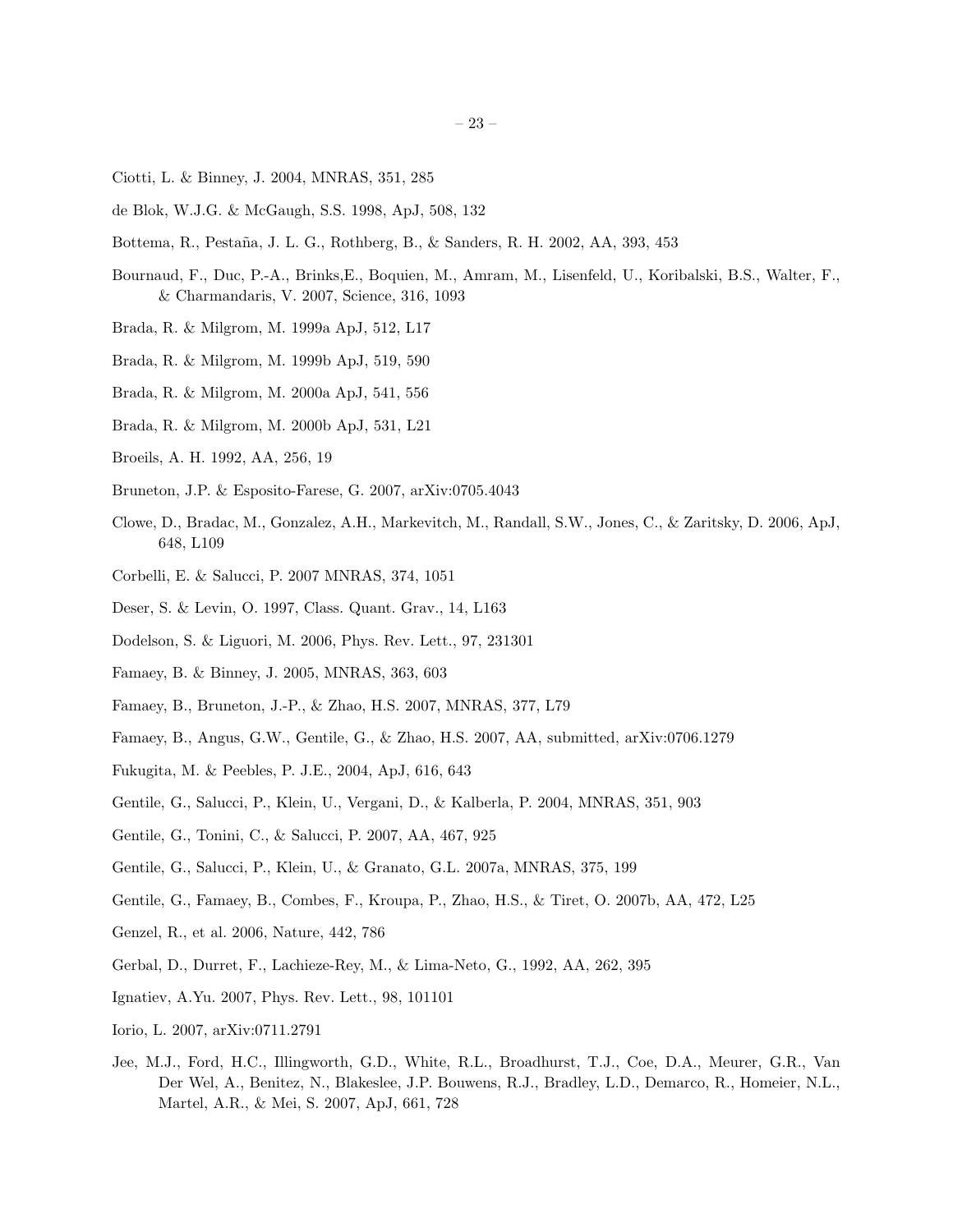Ciotti, L. & Binney, J. 2004, MNRAS, 351, 285

de Blok, W.J.G. & McGaugh, S.S. 1998, ApJ, 508, 132

Bottema, R., Pestaña, J. L. G., Rothberg, B., & Sanders, R. H. 2002, AA, 393, 453

Bournaud, F., Duc, P.-A., Brinks,E., Boquien, M., Amram, M., Lisenfeld, U., Koribalski, B.S., Walter, F., & Charmandaris, V. 2007, Science, 316, 1093

Brada, R. & Milgrom, M. 1999a ApJ, 512, L17

Brada, R. & Milgrom, M. 1999b ApJ, 519, 590

Brada, R. & Milgrom, M. 2000a ApJ, 541, 556

Brada, R. & Milgrom, M. 2000b ApJ, 531, L21

Broeils, A. H. 1992, AA, 256, 19

Bruneton, J.P. & Esposito-Farese, G. 2007, arXiv:0705.4043

Clowe, D., Bradac, M., Gonzalez, A.H., Markevitch, M., Randall, S.W., Jones, C., & Zaritsky, D. 2006, ApJ, 648, L109

Corbelli, E. & Salucci, P. 2007 MNRAS, 374, 1051

Deser, S. & Levin, O. 1997, Class. Quant. Grav., 14, L163

Dodelson, S. & Liguori, M. 2006, Phys. Rev. Lett., 97, 231301

Famaey, B. & Binney, J. 2005, MNRAS, 363, 603

Famaey, B., Bruneton, J.-P., & Zhao, H.S. 2007, MNRAS, 377, L79

Famaey, B., Angus, G.W., Gentile, G., & Zhao, H.S. 2007, AA, submitted, arXiv:0706.1279

Fukugita, M. & Peebles, P. J.E., 2004, ApJ, 616, 643

Gentile, G., Salucci, P., Klein, U., Vergani, D., & Kalberla, P. 2004, MNRAS, 351, 903

Gentile, G., Tonini, C., & Salucci, P. 2007, AA, 467, 925

Gentile, G., Salucci, P., Klein, U., & Granato, G.L. 2007a, MNRAS, 375, 199

Gentile, G., Famaey, B., Combes, F., Kroupa, P., Zhao, H.S., & Tiret, O. 2007b, AA, 472, L25

Genzel, R., et al. 2006, Nature, 442, 786

Gerbal, D., Durret, F., Lachieze-Rey, M., & Lima-Neto, G., 1992, AA, 262, 395

Ignatiev, A.Yu. 2007, Phys. Rev. Lett., 98, 101101

Iorio, L. 2007, arXiv:0711.2791

Jee, M.J., Ford, H.C., Illingworth, G.D., White, R.L., Broadhurst, T.J., Coe, D.A., Meurer, G.R., Van Der Wel, A., Benitez, N., Blakeslee, J.P. Bouwens, R.J., Bradley, L.D., Demarco, R., Homeier, N.L., Martel, A.R., & Mei, S. 2007, ApJ, 661, 728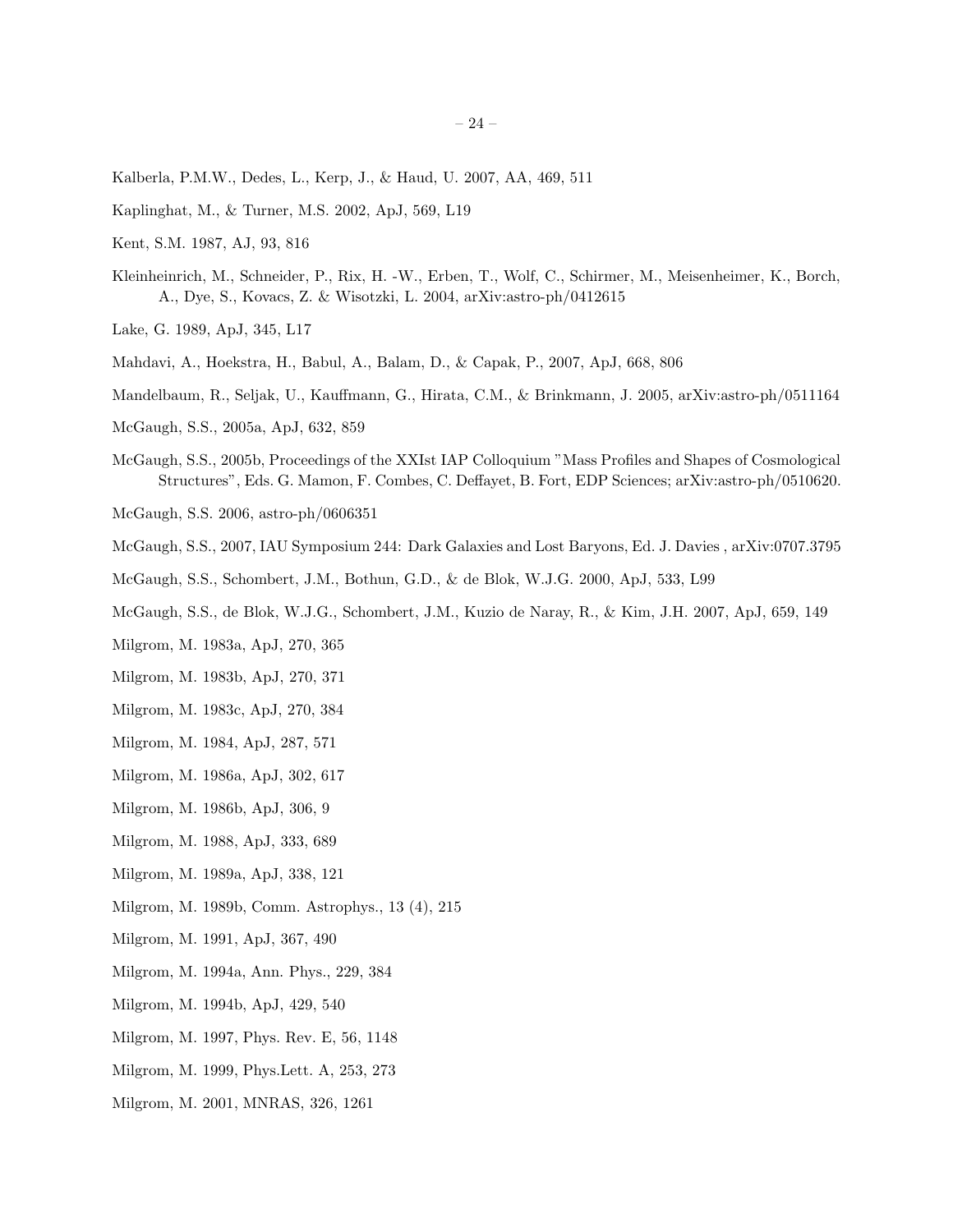Kalberla, P.M.W., Dedes, L., Kerp, J., & Haud, U. 2007, AA, 469, 511

Kaplinghat, M., & Turner, M.S. 2002, ApJ, 569, L19

Kent, S.M. 1987, AJ, 93, 816

Kleinheinrich, M., Schneider, P., Rix, H. -W., Erben, T., Wolf, C., Schirmer, M., Meisenheimer, K., Borch, A., Dye, S., Kovacs, Z. & Wisotzki, L. 2004, arXiv:astro-ph/0412615

Lake, G. 1989, ApJ, 345, L17

Mahdavi, A., Hoekstra, H., Babul, A., Balam, D., & Capak, P., 2007, ApJ, 668, 806

Mandelbaum, R., Seljak, U., Kauffmann, G., Hirata, C.M., & Brinkmann, J. 2005, arXiv:astro-ph/0511164

McGaugh, S.S., 2005a, ApJ, 632, 859

McGaugh, S.S., 2005b, Proceedings of the XXIst IAP Colloquium "Mass Profiles and Shapes of Cosmological Structures", Eds. G. Mamon, F. Combes, C. Deffayet, B. Fort, EDP Sciences; arXiv:astro-ph/0510620.

McGaugh, S.S. 2006, astro-ph/0606351

McGaugh, S.S., 2007, IAU Symposium 244: Dark Galaxies and Lost Baryons, Ed. J. Davies , arXiv:0707.3795

McGaugh, S.S., Schombert, J.M., Bothun, G.D., & de Blok, W.J.G. 2000, ApJ, 533, L99

McGaugh, S.S., de Blok, W.J.G., Schombert, J.M., Kuzio de Naray, R., & Kim, J.H. 2007, ApJ, 659, 149

Milgrom, M. 1983a, ApJ, 270, 365

Milgrom, M. 1983b, ApJ, 270, 371

Milgrom, M. 1983c, ApJ, 270, 384

Milgrom, M. 1984, ApJ, 287, 571

Milgrom, M. 1986a, ApJ, 302, 617

Milgrom, M. 1986b, ApJ, 306, 9

Milgrom, M. 1988, ApJ, 333, 689

Milgrom, M. 1989a, ApJ, 338, 121

Milgrom, M. 1989b, Comm. Astrophys., 13 (4), 215

Milgrom, M. 1991, ApJ, 367, 490

Milgrom, M. 1994a, Ann. Phys., 229, 384

Milgrom, M. 1994b, ApJ, 429, 540

Milgrom, M. 1997, Phys. Rev. E, 56, 1148

Milgrom, M. 1999, Phys.Lett. A, 253, 273

Milgrom, M. 2001, MNRAS, 326, 1261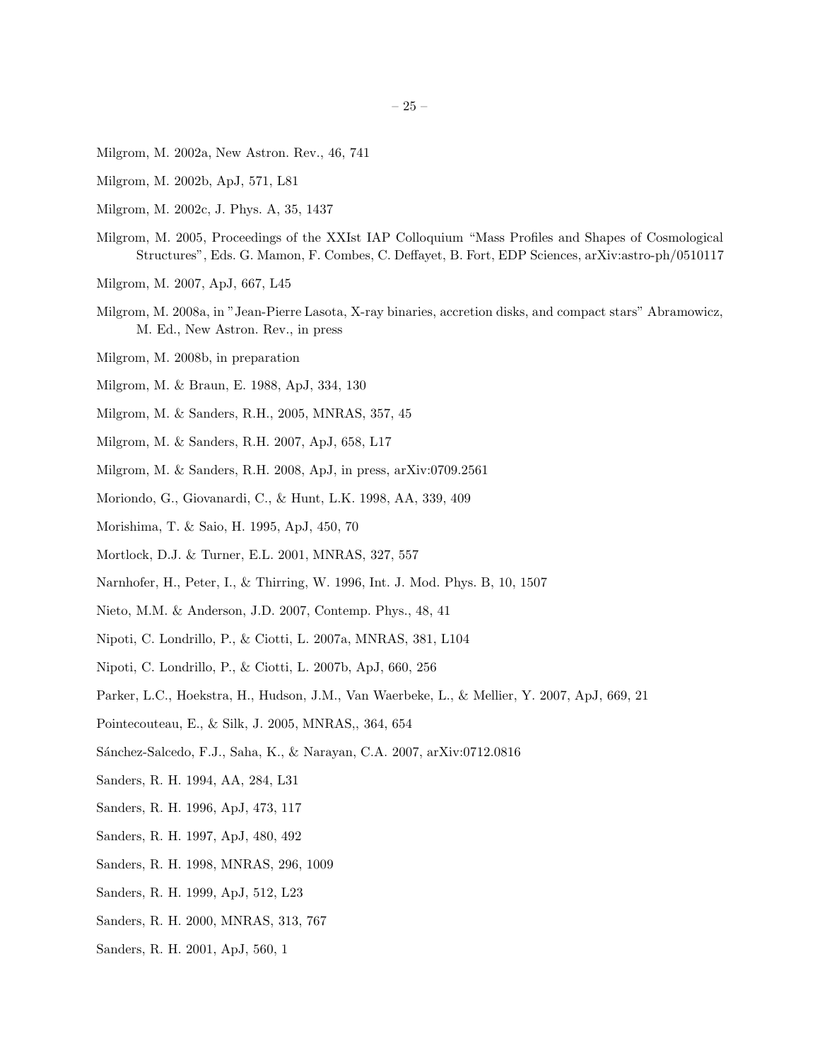Milgrom, M. 2002a, New Astron. Rev., 46, 741

Milgrom, M. 2002b, ApJ, 571, L81

Milgrom, M. 2002c, J. Phys. A, 35, 1437

Milgrom, M. 2005, Proceedings of the XXIst IAP Colloquium "Mass Profiles and Shapes of Cosmological Structures", Eds. G. Mamon, F. Combes, C. Deffayet, B. Fort, EDP Sciences, arXiv:astro-ph/0510117

Milgrom, M. 2007, ApJ, 667, L45

Milgrom, M. 2008a, in "Jean-Pierre Lasota, X-ray binaries, accretion disks, and compact stars" Abramowicz, M. Ed., New Astron. Rev., in press

Milgrom, M. 2008b, in preparation

Milgrom, M. & Braun, E. 1988, ApJ, 334, 130

Milgrom, M. & Sanders, R.H., 2005, MNRAS, 357, 45

Milgrom, M. & Sanders, R.H. 2007, ApJ, 658, L17

Milgrom, M. & Sanders, R.H. 2008, ApJ, in press, arXiv:0709.2561

Moriondo, G., Giovanardi, C., & Hunt, L.K. 1998, AA, 339, 409

Morishima, T. & Saio, H. 1995, ApJ, 450, 70

Mortlock, D.J. & Turner, E.L. 2001, MNRAS, 327, 557

Narnhofer, H., Peter, I., & Thirring, W. 1996, Int. J. Mod. Phys. B, 10, 1507

Nieto, M.M. & Anderson, J.D. 2007, Contemp. Phys., 48, 41

Nipoti, C. Londrillo, P., & Ciotti, L. 2007a, MNRAS, 381, L104

Nipoti, C. Londrillo, P., & Ciotti, L. 2007b, ApJ, 660, 256

Parker, L.C., Hoekstra, H., Hudson, J.M., Van Waerbeke, L., & Mellier, Y. 2007, ApJ, 669, 21

Pointecouteau, E., & Silk, J. 2005, MNRAS,, 364, 654

Sánchez-Salcedo, F.J., Saha, K., & Narayan, C.A. 2007, arXiv:0712.0816

Sanders, R. H. 1994, AA, 284, L31

Sanders, R. H. 1996, ApJ, 473, 117

Sanders, R. H. 1997, ApJ, 480, 492

Sanders, R. H. 1998, MNRAS, 296, 1009

Sanders, R. H. 1999, ApJ, 512, L23

Sanders, R. H. 2000, MNRAS, 313, 767

Sanders, R. H. 2001, ApJ, 560, 1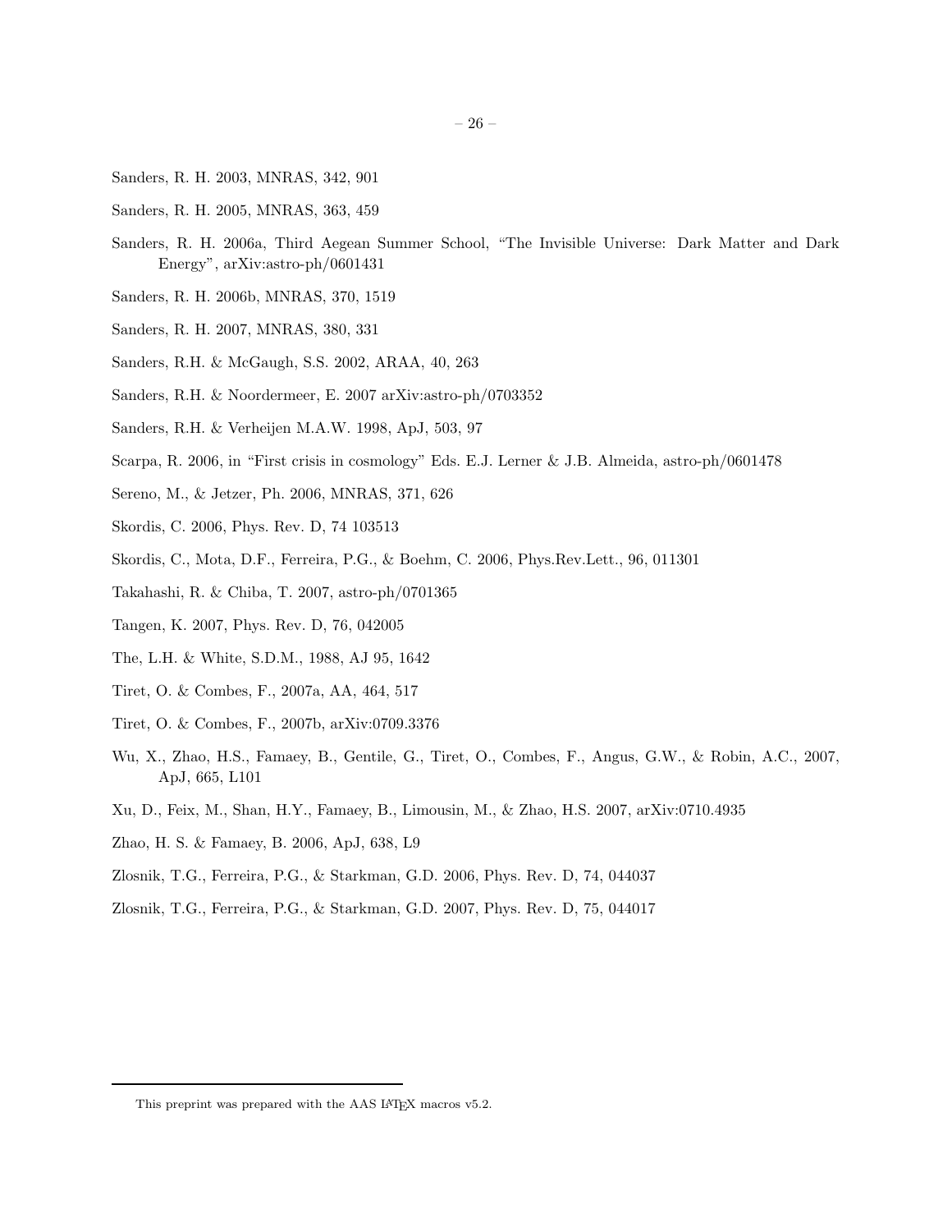Sanders, R. H. 2003, MNRAS, 342, 901

Sanders, R. H. 2005, MNRAS, 363, 459

Sanders, R. H. 2006a, Third Aegean Summer School, "The Invisible Universe: Dark Matter and Dark Energy", arXiv:astro-ph/0601431

Sanders, R. H. 2006b, MNRAS, 370, 1519

Sanders, R. H. 2007, MNRAS, 380, 331

Sanders, R.H. & McGaugh, S.S. 2002, ARAA, 40, 263

Sanders, R.H. & Noordermeer, E. 2007 arXiv:astro-ph/0703352

Sanders, R.H. & Verheijen M.A.W. 1998, ApJ, 503, 97

Scarpa, R. 2006, in "First crisis in cosmology" Eds. E.J. Lerner & J.B. Almeida, astro-ph/0601478

Sereno, M., & Jetzer, Ph. 2006, MNRAS, 371, 626

Skordis, C. 2006, Phys. Rev. D, 74 103513

Skordis, C., Mota, D.F., Ferreira, P.G., & Boehm, C. 2006, Phys.Rev.Lett., 96, 011301

Takahashi, R. & Chiba, T. 2007, astro-ph/0701365

Tangen, K. 2007, Phys. Rev. D, 76, 042005

The, L.H. & White, S.D.M., 1988, AJ 95, 1642

Tiret, O. & Combes, F., 2007a, AA, 464, 517

Tiret, O. & Combes, F., 2007b, arXiv:0709.3376

Wu, X., Zhao, H.S., Famaey, B., Gentile, G., Tiret, O., Combes, F., Angus, G.W., & Robin, A.C., 2007, ApJ, 665, L101

Xu, D., Feix, M., Shan, H.Y., Famaey, B., Limousin, M., & Zhao, H.S. 2007, arXiv:0710.4935

Zhao, H. S. & Famaey, B. 2006, ApJ, 638, L9

Zlosnik, T.G., Ferreira, P.G., & Starkman, G.D. 2006, Phys. Rev. D, 74, 044037

Zlosnik, T.G., Ferreira, P.G., & Starkman, G.D. 2007, Phys. Rev. D, 75, 044017

This preprint was prepared with the AAS LaTeX macros v5.2.